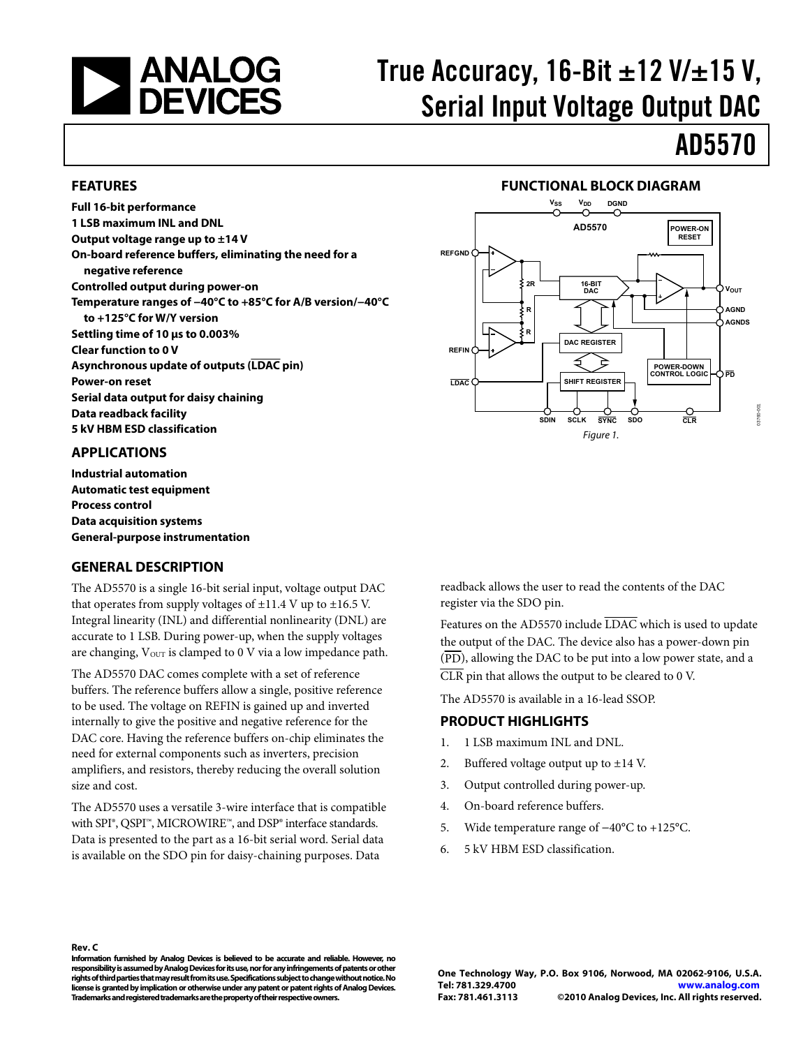# True Accuracy, 16-Bit ±12 V/±15 V, Serial Input Voltage Output DAC

# AD5570

## FEATURES

**Full 16-bit performance**
**1 LSB maximum INL and DNL**
**Output voltage range up to ±14 V**
**On-board reference buffers, eliminating the need for a negative reference**
**Controlled output during power-on**
**Temperature ranges of −40°C to +85°C for A/B version/−40°C to +125°C for W/Y version**
**Settling time of 10 µs to 0.003%**
**Clear function to 0 V**
**Asynchronous update of outputs (LDAC pin)**
**Power-on reset**
**Serial data output for daisy chaining**
**Data readback facility**
**5 kV HBM ESD classification**

## APPLICATIONS

**Industrial automation**
**Automatic test equipment**
**Process control**
**Data acquisition systems**
**General-purpose instrumentation**

## FUNCTIONAL BLOCK DIAGRAM

Figure 1.

## GENERAL DESCRIPTION

The AD5570 is a single 16-bit serial input, voltage output DAC that operates from supply voltages of ±11.4 V up to ±16.5 V. Integral linearity (INL) and differential nonlinearity (DNL) are accurate to 1 LSB. During power-up, when the supply voltages are changing, $V_{OUT}$ is clamped to 0 V via a low impedance path.

The AD5570 DAC comes complete with a set of reference buffers. The reference buffers allow a single, positive reference to be used. The voltage on REFIN is gained up and inverted internally to give the positive and negative reference for the DAC core. Having the reference buffers on-chip eliminates the need for external components such as inverters, precision amplifiers, and resistors, thereby reducing the overall solution size and cost.

The AD5570 uses a versatile 3-wire interface that is compatible with SPI®, QSPI™, MICROWIRE™, and DSP® interface standards. Data is presented to the part as a 16-bit serial word. Serial data is available on the SDO pin for daisy-chaining purposes. Data readback allows the user to read the contents of the DAC register via the SDO pin.

Features on the AD5570 include LDAC which is used to update the output of the DAC. The device also has a power-down pin (PD), allowing the DAC to be put into a low power state, and a CLR pin that allows the output to be cleared to 0 V.

The AD5570 is available in a 16-lead SSOP.

## PRODUCT HIGHLIGHTS

1. 1 LSB maximum INL and DNL.
2. Buffered voltage output up to ±14 V.
3. Output controlled during power-up.
4. On-board reference buffers.
5. Wide temperature range of −40°C to +125°C.
6. 5 kV HBM ESD classification.

**Rev. C**
**Information furnished by Analog Devices is believed to be accurate and reliable. However, no responsibility is assumed by Analog Devices for its use, nor for any infringements of patents or other rights of third parties that may result from its use. Specifications subject to change without notice. No license is granted by implication or otherwise under any patent or patent rights of Analog Devices. Trademarks and registered trademarks are the property of their respective owners.**

**One Technology Way, P.O. Box 9106, Norwood, MA 02062-9106, U.S.A.**
**Tel: 781.329.4700 www.analog.com**
**Fax: 781.461.3113 ©2010 Analog Devices, Inc. All rights reserved.**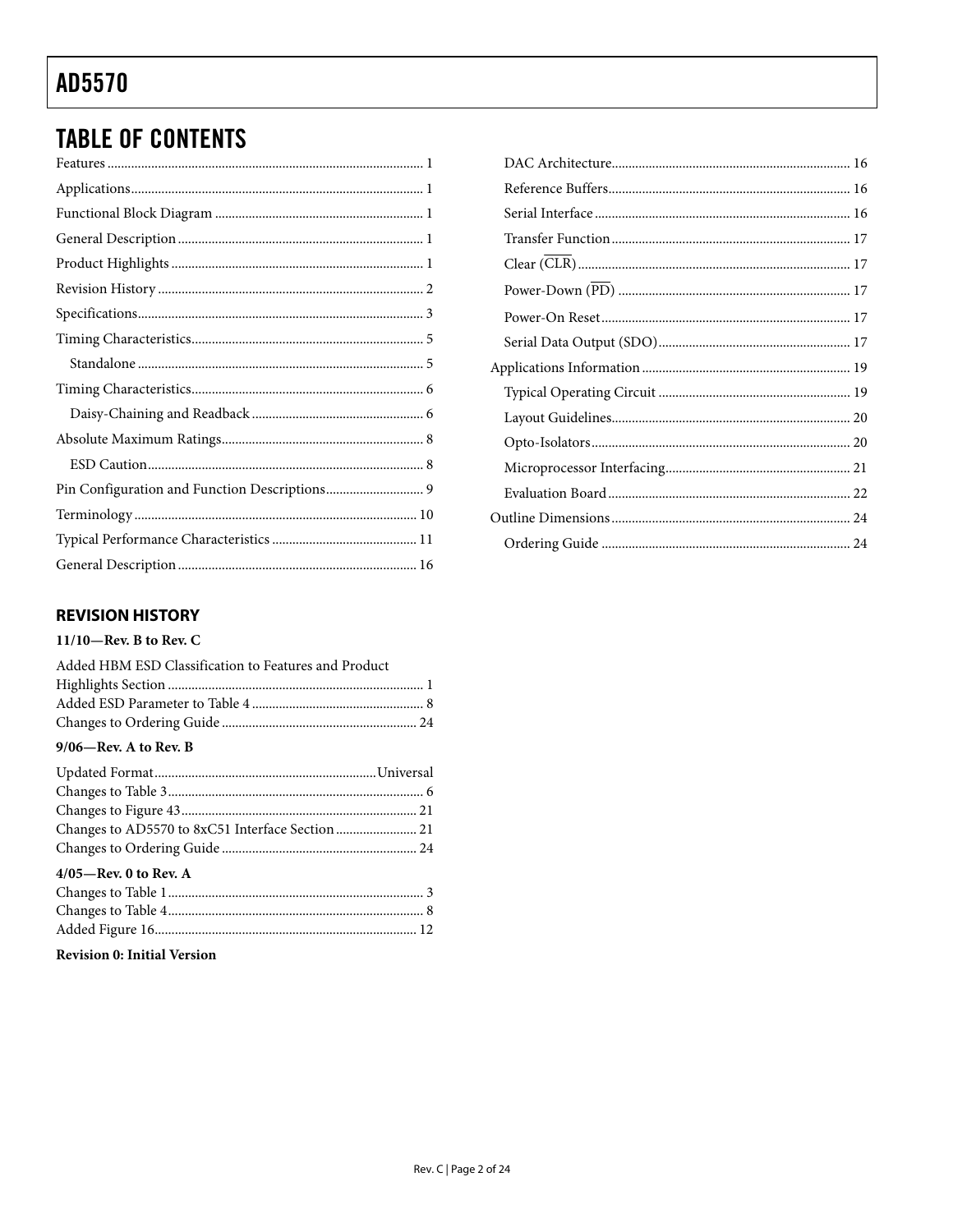## TABLE OF CONTENTS

Features ... 1
Applications ... 1
Functional Block Diagram ... 1
General Description ... 1
Product Highlights ... 1
Revision History ... 2
Specifications ... 3
Timing Characteristics ... 5
  Standalone ... 5
Timing Characteristics ... 6
  Daisy-Chaining and Readback ... 6
Absolute Maximum Ratings ... 8
  ESD Caution ... 8
Pin Configuration and Function Descriptions ... 9
Terminology ... 10
Typical Performance Characteristics ... 11
General Description ... 16
  DAC Architecture ... 16
  Reference Buffers ... 16
  Serial Interface ... 16
  Transfer Function ... 17
  Clear ($\overline{CLR}$) ... 17
  Power-Down ($\overline{PD}$) ... 17
  Power-On Reset ... 17
  Serial Data Output (SDO) ... 17
Applications Information ... 19
  Typical Operating Circuit ... 19
  Layout Guidelines ... 20
  Opto-Isolators ... 20
  Microprocessor Interfacing ... 21
  Evaluation Board ... 22
Outline Dimensions ... 24
  Ordering Guide ... 24

### REVISION HISTORY

**11/10—Rev. B to Rev. C**

Added HBM ESD Classification to Features and Product Highlights Section ... 1
Added ESD Parameter to Table 4 ... 8
Changes to Ordering Guide ... 24

**9/06—Rev. A to Rev. B**

Updated Format ... Universal
Changes to Table 3 ... 6
Changes to Figure 43 ... 21
Changes to AD5570 to 8xC51 Interface Section ... 21
Changes to Ordering Guide ... 24

**4/05—Rev. 0 to Rev. A**

Changes to Table 1 ... 3
Changes to Table 4 ... 8
Added Figure 16 ... 12

**Revision 0: Initial Version**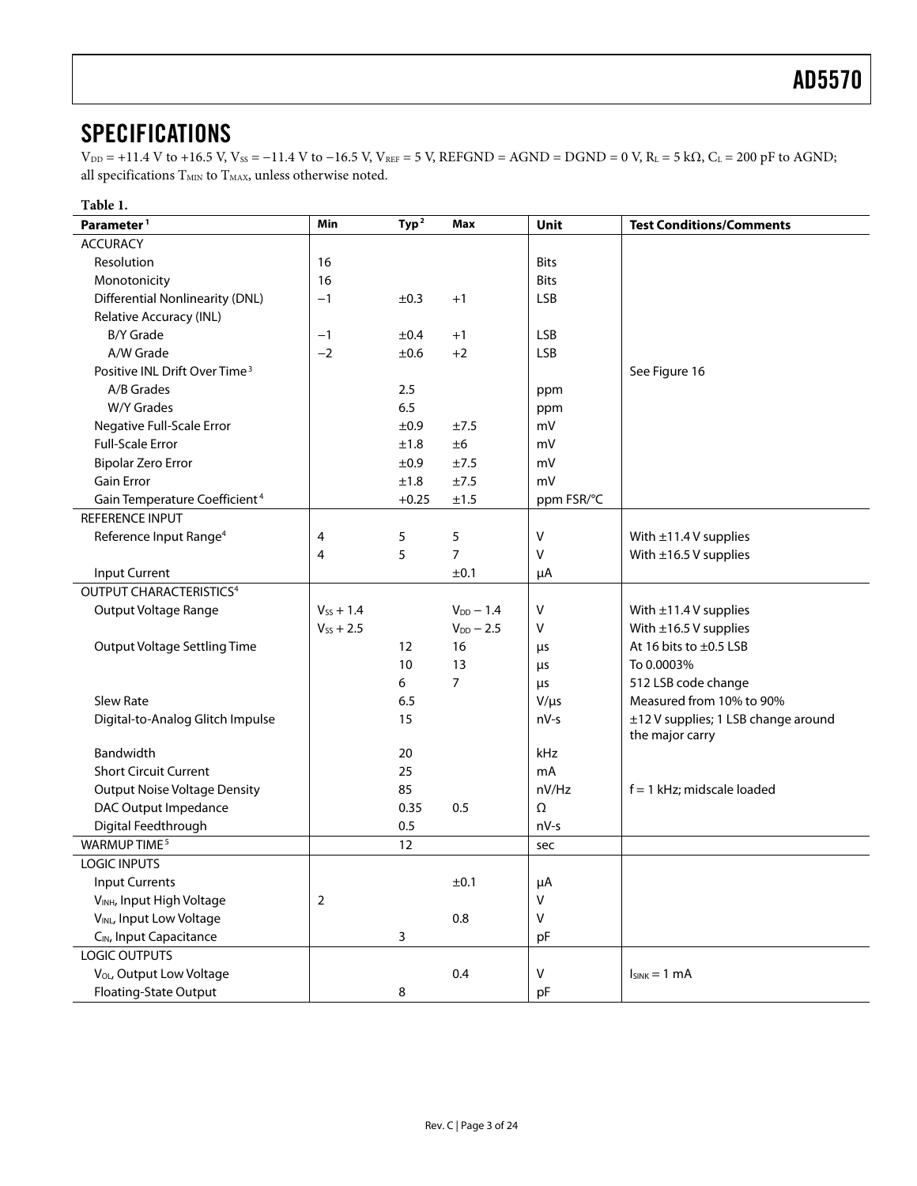## SPECIFICATIONS

$V_{DD}$ = +11.4 V to +16.5 V, $V_{SS}$ = −11.4 V to −16.5 V, $V_{REF}$ = 5 V, REFGND = AGND = DGND = 0 V, $R_L$ = 5 kΩ, $C_L$ = 200 pF to AGND; all specifications $T_{MIN}$ to $T_{MAX}$, unless otherwise noted.

**Table 1.**

| Parameter[1] | Min | Typ[2] | Max | Unit | Test Conditions/Comments |
|---|---|---|---|---|---|
| ACCURACY | | | | | |
| Resolution | 16 | | | Bits | |
| Monotonicity | 16 | | | Bits | |
| Differential Nonlinearity (DNL) | −1 | ±0.3 | +1 | LSB | |
| Relative Accuracy (INL) | | | | | |
| B/Y Grade | −1 | ±0.4 | +1 | LSB | |
| A/W Grade | −2 | ±0.6 | +2 | LSB | |
| Positive INL Drift Over Time[3] | | | | | See Figure 16 |
| A/B Grades | | 2.5 | | ppm | |
| W/Y Grades | | 6.5 | | ppm | |
| Negative Full-Scale Error | | ±0.9 | ±7.5 | mV | |
| Full-Scale Error | | ±1.8 | ±6 | mV | |
| Bipolar Zero Error | | ±0.9 | ±7.5 | mV | |
| Gain Error | | ±1.8 | ±7.5 | mV | |
| Gain Temperature Coefficient[4] | | +0.25 | ±1.5 | ppm FSR/°C | |
| REFERENCE INPUT | | | | | |
| Reference Input Range[4] | 4 | 5 | 5 | V | With ±11.4 V supplies |
| | 4 | 5 | 7 | V | With ±16.5 V supplies |
| Input Current | | | ±0.1 | µA | |
| OUTPUT CHARACTERISTICS[4] | | | | | |
| Output Voltage Range | $V_{SS}$ + 1.4 | | $V_{DD}$ − 1.4 | V | With ±11.4 V supplies |
| | $V_{SS}$ + 2.5 | | $V_{DD}$ − 2.5 | V | With ±16.5 V supplies |
| Output Voltage Settling Time | | 12 | 16 | µs | At 16 bits to ±0.5 LSB |
| | | 10 | 13 | µs | To 0.0003% |
| | | 6 | 7 | µs | 512 LSB code change |
| Slew Rate | | 6.5 | | V/µs | Measured from 10% to 90% |
| Digital-to-Analog Glitch Impulse | | 15 | | nV-s | ±12 V supplies; 1 LSB change around the major carry |
| Bandwidth | | 20 | | kHz | |
| Short Circuit Current | | 25 | | mA | |
| Output Noise Voltage Density | | 85 | | nV/Hz | f = 1 kHz; midscale loaded |
| DAC Output Impedance | | 0.35 | 0.5 | Ω | |
| Digital Feedthrough | | 0.5 | | nV-s | |
| WARMUP TIME[5] | | 12 | | sec | |
| LOGIC INPUTS | | | | | |
| Input Currents | | | ±0.1 | µA | |
| $V_{INH}$, Input High Voltage | 2 | | | V | |
| $V_{INL}$, Input Low Voltage | | | 0.8 | V | |
| $C_{IN}$, Input Capacitance | | 3 | | pF | |
| LOGIC OUTPUTS | | | | | |
| $V_{OL}$, Output Low Voltage | | | 0.4 | V | $I_{SINK}$ = 1 mA |
| Floating-State Output | | 8 | | pF | |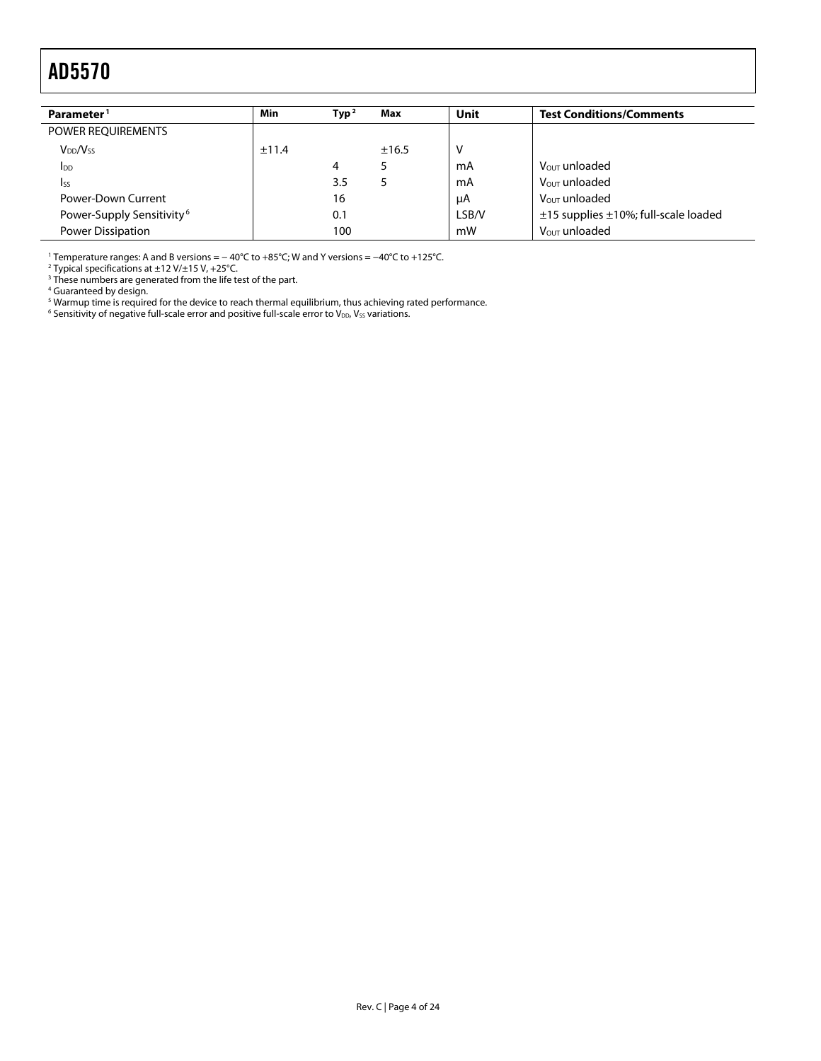| Parameter[1] | Min | Typ[2] | Max | Unit | Test Conditions/Comments |
|---|---|---|---|---|---|
| POWER REQUIREMENTS | | | | | |
| $V_{DD}/V_{SS}$ | ±11.4 | | ±16.5 | V | |
| $I_{DD}$ | | 4 | 5 | mA | $V_{OUT}$ unloaded |
| $I_{SS}$ | | 3.5 | 5 | mA | $V_{OUT}$ unloaded |
| Power-Down Current | | 16 | | μA | $V_{OUT}$ unloaded |
| Power-Supply Sensitivity[6] | | 0.1 | | LSB/V | ±15 supplies ±10%; full-scale loaded |
| Power Dissipation | | 100 | | mW | $V_{OUT}$ unloaded |

[1] Temperature ranges: A and B versions = − 40°C to +85°C; W and Y versions = −40°C to +125°C.
[2] Typical specifications at ±12 V/±15 V, +25°C.
[3] These numbers are generated from the life test of the part.
[4] Guaranteed by design.
[5] Warmup time is required for the device to reach thermal equilibrium, thus achieving rated performance.
[6] Sensitivity of negative full-scale error and positive full-scale error to $V_{DD}$, $V_{SS}$ variations.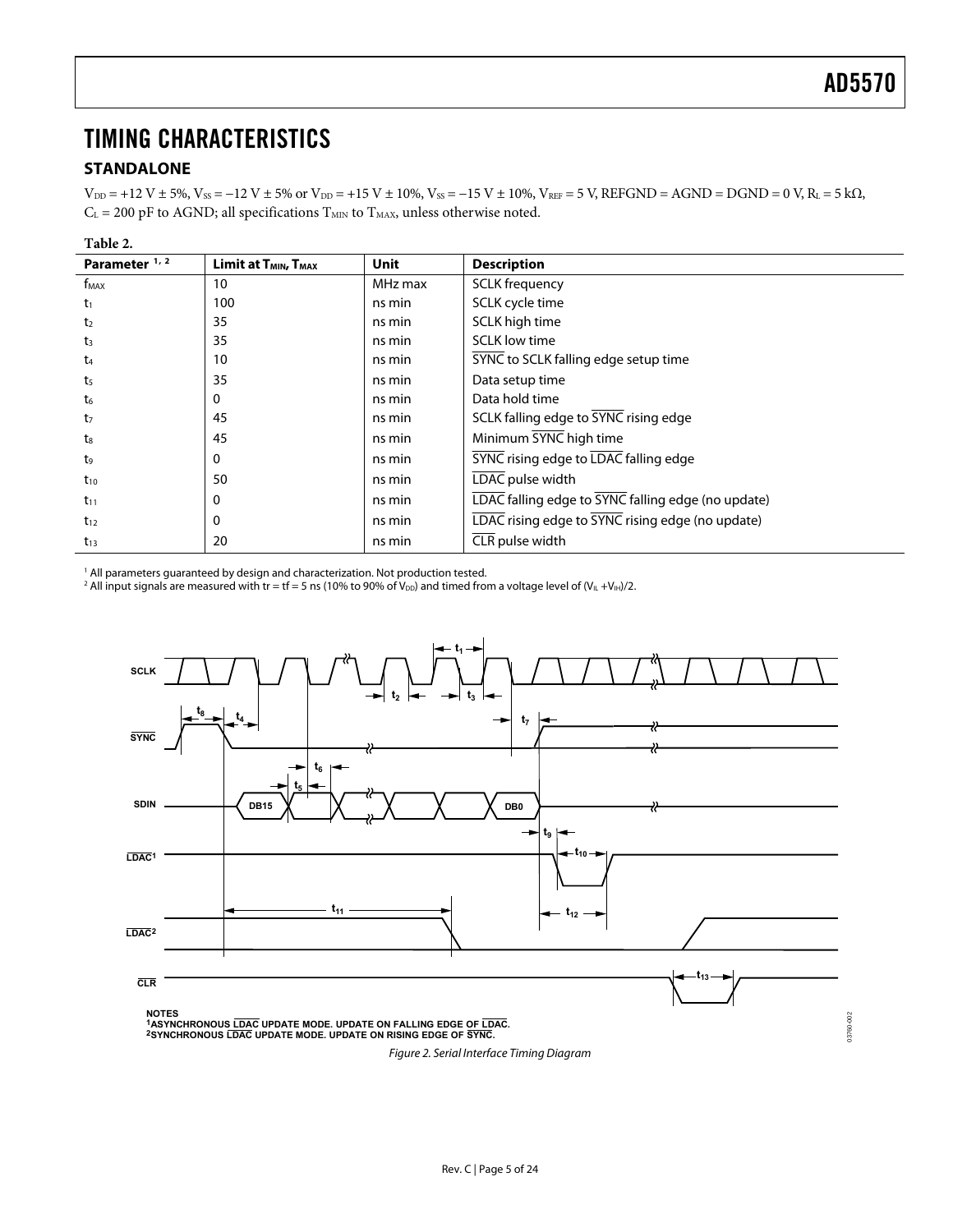# TIMING CHARACTERISTICS

## STANDALONE

$V_{DD}$ = +12 V ± 5%, $V_{SS}$ = −12 V ± 5% or $V_{DD}$ = +15 V ± 10%, $V_{SS}$ = −15 V ± 10%, $V_{REF}$ = 5 V, REFGND = AGND = DGND = 0 V, $R_L$ = 5 kΩ, $C_L$ = 200 pF to AGND; all specifications $T_{MIN}$ to $T_{MAX}$, unless otherwise noted.

**Table 2.**

| Parameter [1, 2] | Limit at $T_{MIN}$, $T_{MAX}$ | Unit | Description |
|---|---|---|---|
| $f_{MAX}$ | 10 | MHz max | SCLK frequency |
| $t_1$ | 100 | ns min | SCLK cycle time |
| $t_2$ | 35 | ns min | SCLK high time |
| $t_3$ | 35 | ns min | SCLK low time |
| $t_4$ | 10 | ns min | SYNC to SCLK falling edge setup time |
| $t_5$ | 35 | ns min | Data setup time |
| $t_6$ | 0 | ns min | Data hold time |
| $t_7$ | 45 | ns min | SCLK falling edge to SYNC rising edge |
| $t_8$ | 45 | ns min | Minimum SYNC high time |
| $t_9$ | 0 | ns min | SYNC rising edge to LDAC falling edge |
| $t_{10}$ | 50 | ns min | LDAC pulse width |
| $t_{11}$ | 0 | ns min | LDAC falling edge to SYNC falling edge (no update) |
| $t_{12}$ | 0 | ns min | LDAC rising edge to SYNC rising edge (no update) |
| $t_{13}$ | 20 | ns min | CLR pulse width |

[1] All parameters guaranteed by design and characterization. Not production tested.
[2] All input signals are measured with tr = tf = 5 ns (10% to 90% of $V_{DD}$) and timed from a voltage level of $(V_{IL} + V_{IH})/2$.

NOTES
1 ASYNCHRONOUS LDAC UPDATE MODE. UPDATE ON FALLING EDGE OF LDAC.
2 SYNCHRONOUS LDAC UPDATE MODE. UPDATE ON RISING EDGE OF SYNC.

*Figure 2. Serial Interface Timing Diagram*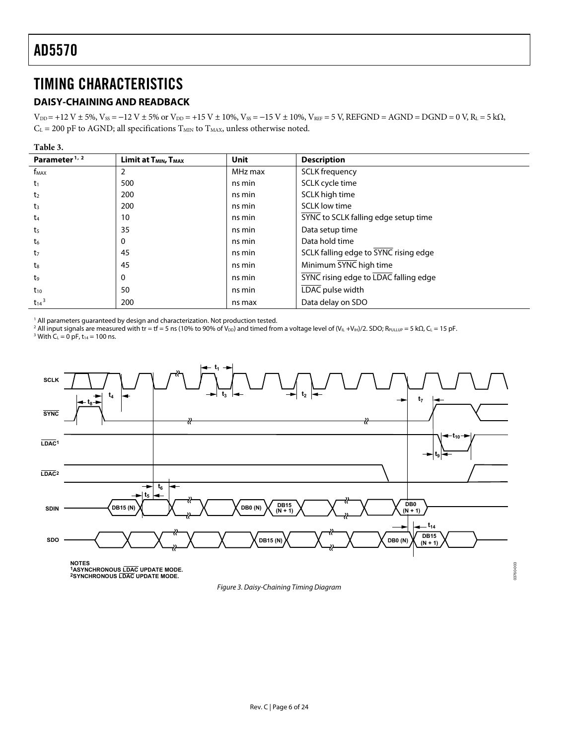# TIMING CHARACTERISTICS

## DAISY-CHAINING AND READBACK

$V_{DD}$ = +12 V ± 5%, $V_{SS}$ = −12 V ± 5% or $V_{DD}$ = +15 V ± 10%, $V_{SS}$ = −15 V ± 10%, $V_{REF}$ = 5 V, REFGND = AGND = DGND = 0 V, $R_L$ = 5 kΩ, $C_L$ = 200 pF to AGND; all specifications $T_{MIN}$ to $T_{MAX}$, unless otherwise noted.

**Table 3.**

| Parameter[1, 2] | Limit at $T_{MIN}$, $T_{MAX}$ | Unit | Description |
|---|---|---|---|
| $f_{MAX}$ | 2 | MHz max | SCLK frequency |
| $t_1$ | 500 | ns min | SCLK cycle time |
| $t_2$ | 200 | ns min | SCLK high time |
| $t_3$ | 200 | ns min | SCLK low time |
| $t_4$ | 10 | ns min | SYNC to SCLK falling edge setup time |
| $t_5$ | 35 | ns min | Data setup time |
| $t_6$ | 0 | ns min | Data hold time |
| $t_7$ | 45 | ns min | SCLK falling edge to SYNC rising edge |
| $t_8$ | 45 | ns min | Minimum SYNC high time |
| $t_9$ | 0 | ns min | SYNC rising edge to LDAC falling edge |
| $t_{10}$ | 50 | ns min | LDAC pulse width |
| $t_{14}$[3] | 200 | ns max | Data delay on SDO |

[1] All parameters guaranteed by design and characterization. Not production tested.
[2] All input signals are measured with tr = tf = 5 ns (10% to 90% of $V_{DD}$) and timed from a voltage level of ($V_{IL}$ + $V_{IH}$)/2. SDO; $R_{PULLUP}$ = 5 kΩ, $C_L$ = 15 pF.
[3] With $C_L$ = 0 pF, $t_{14}$ = 100 ns.

NOTES
[1]ASYNCHRONOUS LDAC UPDATE MODE.
[2]SYNCHRONOUS LDAC UPDATE MODE.

*Figure 3. Daisy-Chaining Timing Diagram*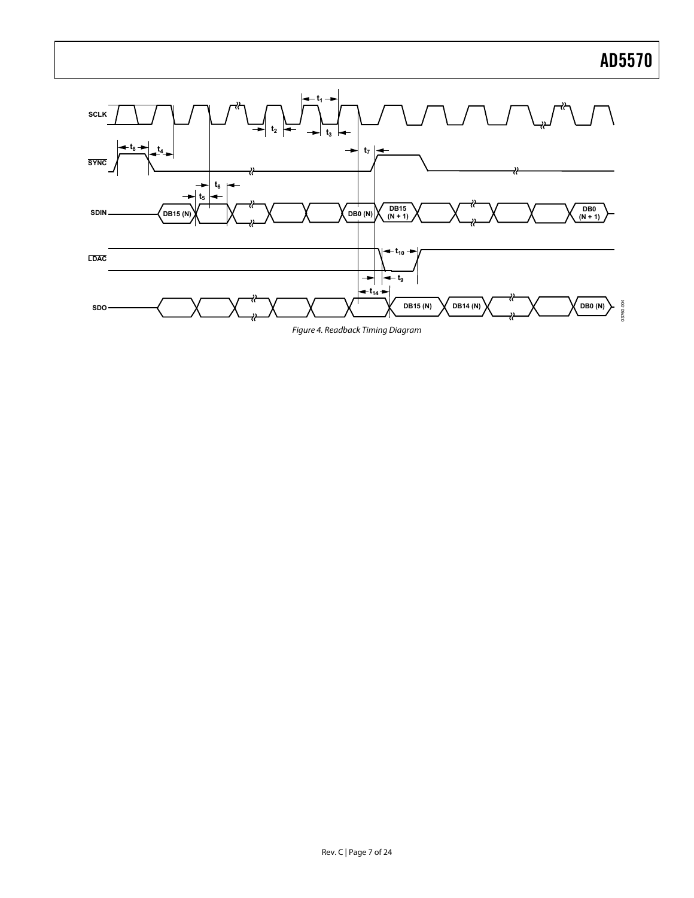Figure 4. Readback Timing Diagram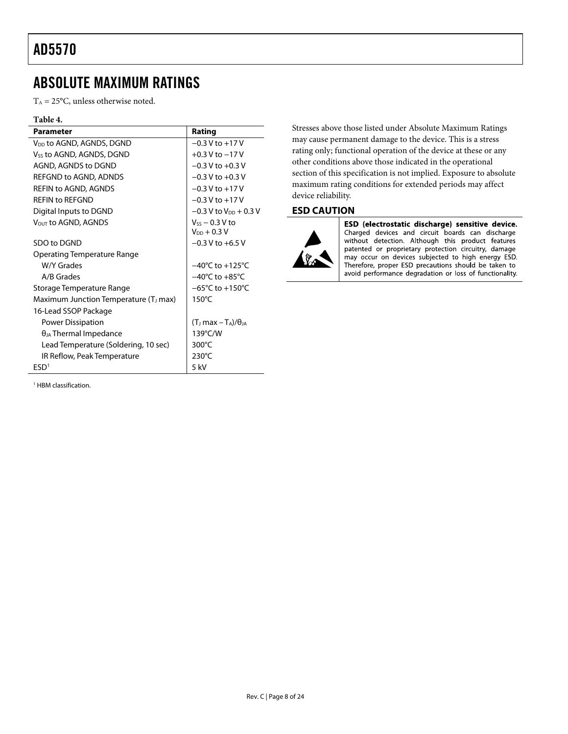## ABSOLUTE MAXIMUM RATINGS

$T_A = 25°C$, unless otherwise noted.

**Table 4.**

| Parameter | Rating |
|---|---|
| $V_{DD}$ to AGND, AGNDS, DGND | −0.3 V to +17 V |
| $V_{SS}$ to AGND, AGNDS, DGND | +0.3 V to −17 V |
| AGND, AGNDS to DGND | −0.3 V to +0.3 V |
| REFGND to AGND, ADNDS | −0.3 V to +0.3 V |
| REFIN to AGND, AGNDS | −0.3 V to +17 V |
| REFIN to REFGND | −0.3 V to +17 V |
| Digital Inputs to DGND | −0.3 V to $V_{DD}$ + 0.3 V |
| $V_{OUT}$ to AGND, AGNDS | $V_{SS}$ − 0.3 V to $V_{DD}$ + 0.3 V |
| SDO to DGND | −0.3 V to +6.5 V |
| Operating Temperature Range | |
| W/Y Grades | −40°C to +125°C |
| A/B Grades | −40°C to +85°C |
| Storage Temperature Range | −65°C to +150°C |
| Maximum Junction Temperature ($T_J$ max) | 150°C |
| 16-Lead SSOP Package | |
| Power Dissipation | $(T_J \text{ max} - T_A)/\theta_{JA}$ |
| $\theta_{JA}$ Thermal Impedance | 139°C/W |
| Lead Temperature (Soldering, 10 sec) | 300°C |
| IR Reflow, Peak Temperature | 230°C |
| ESD[1] | 5 kV |

[1] HBM classification.

Stresses above those listed under Absolute Maximum Ratings may cause permanent damage to the device. This is a stress rating only; functional operation of the device at these or any other conditions above those indicated in the operational section of this specification is not implied. Exposure to absolute maximum rating conditions for extended periods may affect device reliability.

### ESD CAUTION

**ESD (electrostatic discharge) sensitive device.** Charged devices and circuit boards can discharge without detection. Although this product features patented or proprietary protection circuitry, damage may occur on devices subjected to high energy ESD. Therefore, proper ESD precautions should be taken to avoid performance degradation or loss of functionality.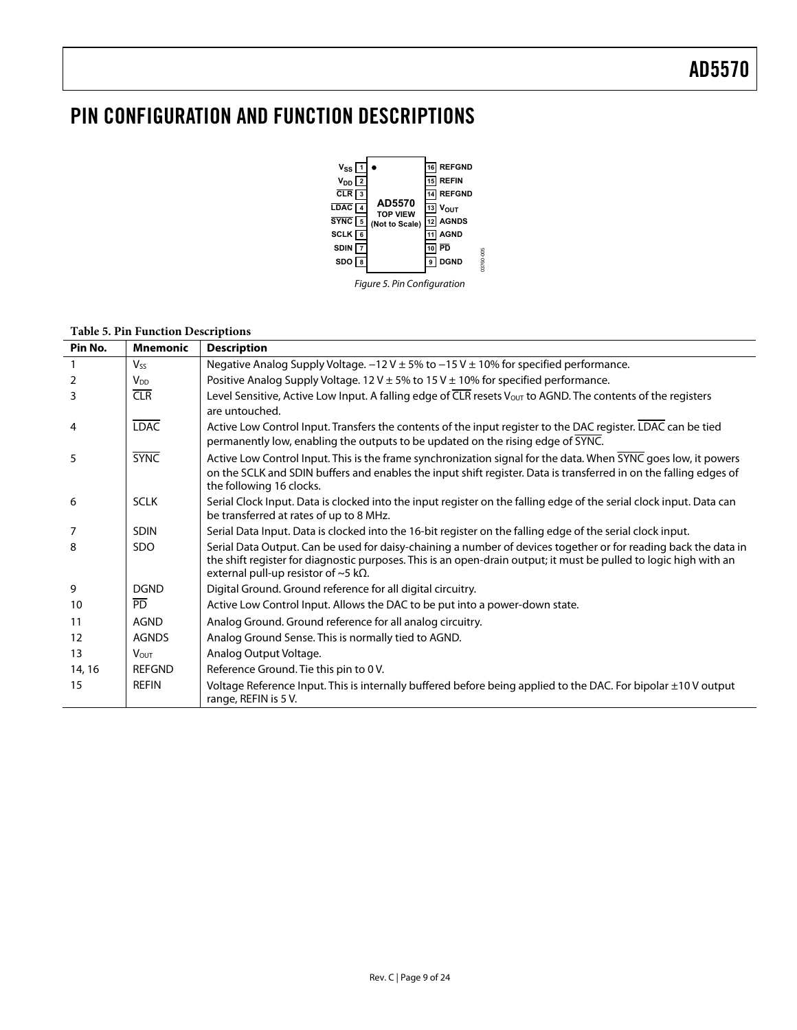# PIN CONFIGURATION AND FUNCTION DESCRIPTIONS

| Pin | Left | | Pin | Right |
|---|---|---|---|---|
| 1 | $V_{SS}$ | | 16 | REFGND |
| 2 | $V_{DD}$ | | 15 | REFIN |
| 3 | CLR | | 14 | REFGND |
| 4 | LDAC | AD5570 TOP VIEW (Not to Scale) | 13 | $V_{OUT}$ |
| 5 | SYNC | | 12 | AGNDS |
| 6 | SCLK | | 11 | AGND |
| 7 | SDIN | | 10 | PD |
| 8 | SDO | | 9 | DGND |

*Figure 5. Pin Configuration*

**Table 5. Pin Function Descriptions**

| Pin No. | Mnemonic | Description |
|---|---|---|
| 1 | $V_{SS}$ | Negative Analog Supply Voltage. −12 V ± 5% to −15 V ± 10% for specified performance. |
| 2 | $V_{DD}$ | Positive Analog Supply Voltage. 12 V ± 5% to 15 V ± 10% for specified performance. |
| 3 | CLR | Level Sensitive, Active Low Input. A falling edge of CLR resets $V_{OUT}$ to AGND. The contents of the registers are untouched. |
| 4 | LDAC | Active Low Control Input. Transfers the contents of the input register to the DAC register. LDAC can be tied permanently low, enabling the outputs to be updated on the rising edge of SYNC. |
| 5 | SYNC | Active Low Control Input. This is the frame synchronization signal for the data. When SYNC goes low, it powers on the SCLK and SDIN buffers and enables the input shift register. Data is transferred in on the falling edges of the following 16 clocks. |
| 6 | SCLK | Serial Clock Input. Data is clocked into the input register on the falling edge of the serial clock input. Data can be transferred at rates of up to 8 MHz. |
| 7 | SDIN | Serial Data Input. Data is clocked into the 16-bit register on the falling edge of the serial clock input. |
| 8 | SDO | Serial Data Output. Can be used for daisy-chaining a number of devices together or for reading back the data in the shift register for diagnostic purposes. This is an open-drain output; it must be pulled to logic high with an external pull-up resistor of ~5 kΩ. |
| 9 | DGND | Digital Ground. Ground reference for all digital circuitry. |
| 10 | PD | Active Low Control Input. Allows the DAC to be put into a power-down state. |
| 11 | AGND | Analog Ground. Ground reference for all analog circuitry. |
| 12 | AGNDS | Analog Ground Sense. This is normally tied to AGND. |
| 13 | $V_{OUT}$ | Analog Output Voltage. |
| 14, 16 | REFGND | Reference Ground. Tie this pin to 0 V. |
| 15 | REFIN | Voltage Reference Input. This is internally buffered before being applied to the DAC. For bipolar ±10 V output range, REFIN is 5 V. |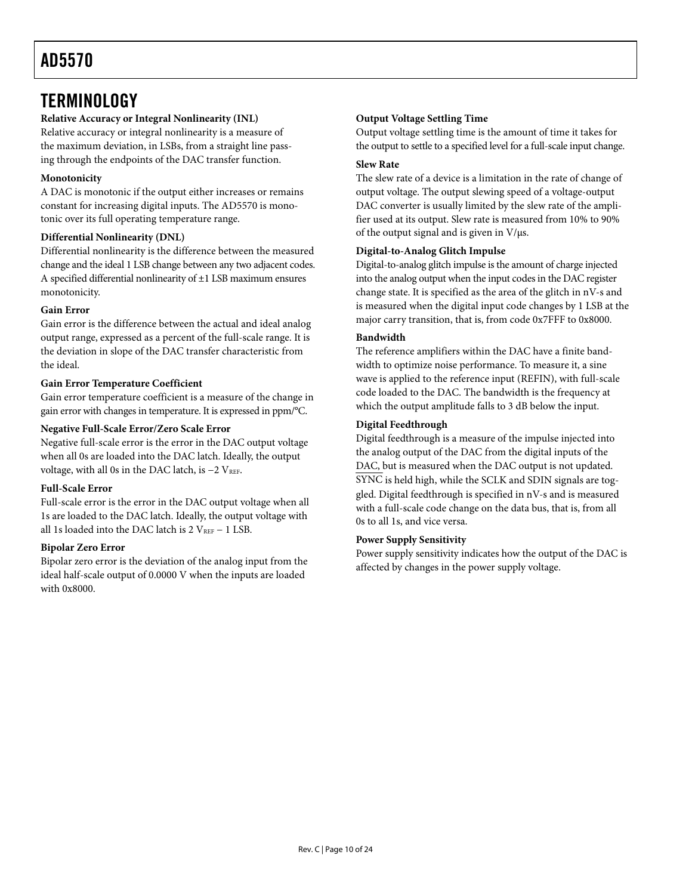## TERMINOLOGY

**Relative Accuracy or Integral Nonlinearity (INL)**

Relative accuracy or integral nonlinearity is a measure of the maximum deviation, in LSBs, from a straight line passing through the endpoints of the DAC transfer function.

**Monotonicity**

A DAC is monotonic if the output either increases or remains constant for increasing digital inputs. The AD5570 is monotonic over its full operating temperature range.

**Differential Nonlinearity (DNL)**

Differential nonlinearity is the difference between the measured change and the ideal 1 LSB change between any two adjacent codes. A specified differential nonlinearity of ±1 LSB maximum ensures monotonicity.

**Gain Error**

Gain error is the difference between the actual and ideal analog output range, expressed as a percent of the full-scale range. It is the deviation in slope of the DAC transfer characteristic from the ideal.

**Gain Error Temperature Coefficient**

Gain error temperature coefficient is a measure of the change in gain error with changes in temperature. It is expressed in ppm/°C.

**Negative Full-Scale Error/Zero Scale Error**

Negative full-scale error is the error in the DAC output voltage when all 0s are loaded into the DAC latch. Ideally, the output voltage, with all 0s in the DAC latch, is $-2\ V_{REF}$.

**Full-Scale Error**

Full-scale error is the error in the DAC output voltage when all 1s are loaded to the DAC latch. Ideally, the output voltage with all 1s loaded into the DAC latch is $2\ V_{REF} - 1$ LSB.

**Bipolar Zero Error**

Bipolar zero error is the deviation of the analog input from the ideal half-scale output of 0.0000 V when the inputs are loaded with 0x8000.

**Output Voltage Settling Time**

Output voltage settling time is the amount of time it takes for the output to settle to a specified level for a full-scale input change.

**Slew Rate**

The slew rate of a device is a limitation in the rate of change of output voltage. The output slewing speed of a voltage-output DAC converter is usually limited by the slew rate of the amplifier used at its output. Slew rate is measured from 10% to 90% of the output signal and is given in V/μs.

**Digital-to-Analog Glitch Impulse**

Digital-to-analog glitch impulse is the amount of charge injected into the analog output when the input codes in the DAC register change state. It is specified as the area of the glitch in nV-s and is measured when the digital input code changes by 1 LSB at the major carry transition, that is, from code 0x7FFF to 0x8000.

**Bandwidth**

The reference amplifiers within the DAC have a finite bandwidth to optimize noise performance. To measure it, a sine wave is applied to the reference input (REFIN), with full-scale code loaded to the DAC. The bandwidth is the frequency at which the output amplitude falls to 3 dB below the input.

**Digital Feedthrough**

Digital feedthrough is a measure of the impulse injected into the analog output of the DAC from the digital inputs of the DAC, but is measured when the DAC output is not updated. $\overline{\text{SYNC}}$ is held high, while the SCLK and SDIN signals are toggled. Digital feedthrough is specified in nV-s and is measured with a full-scale code change on the data bus, that is, from all 0s to all 1s, and vice versa.

**Power Supply Sensitivity**

Power supply sensitivity indicates how the output of the DAC is affected by changes in the power supply voltage.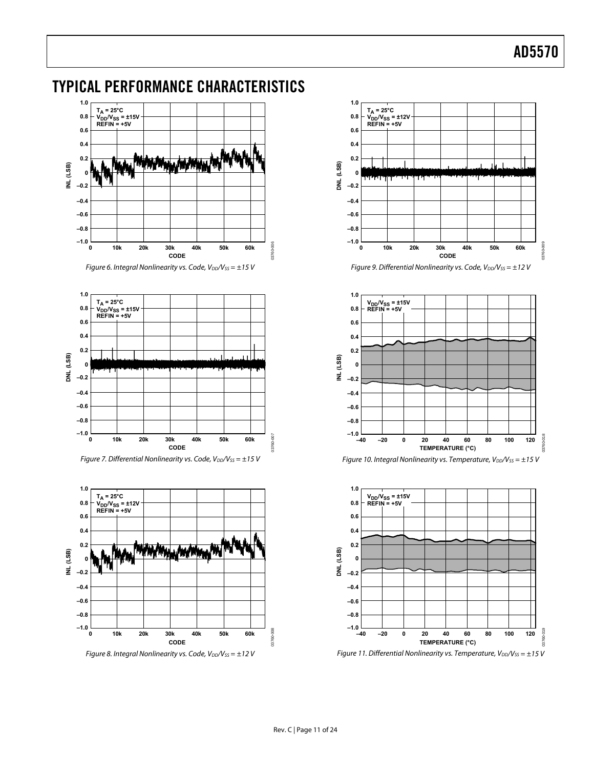# TYPICAL PERFORMANCE CHARACTERISTICS

Figure 6. Integral Nonlinearity vs. Code, $V_{DD}/V_{SS} = \pm 15$ V

Figure 7. Differential Nonlinearity vs. Code, $V_{DD}/V_{SS} = \pm 15$ V

Figure 8. Integral Nonlinearity vs. Code, $V_{DD}/V_{SS} = \pm 12$ V

Figure 9. Differential Nonlinearity vs. Code, $V_{DD}/V_{SS} = \pm 12$ V

Figure 10. Integral Nonlinearity vs. Temperature, $V_{DD}/V_{SS} = \pm 15$ V

Figure 11. Differential Nonlinearity vs. Temperature, $V_{DD}/V_{SS} = \pm 15$ V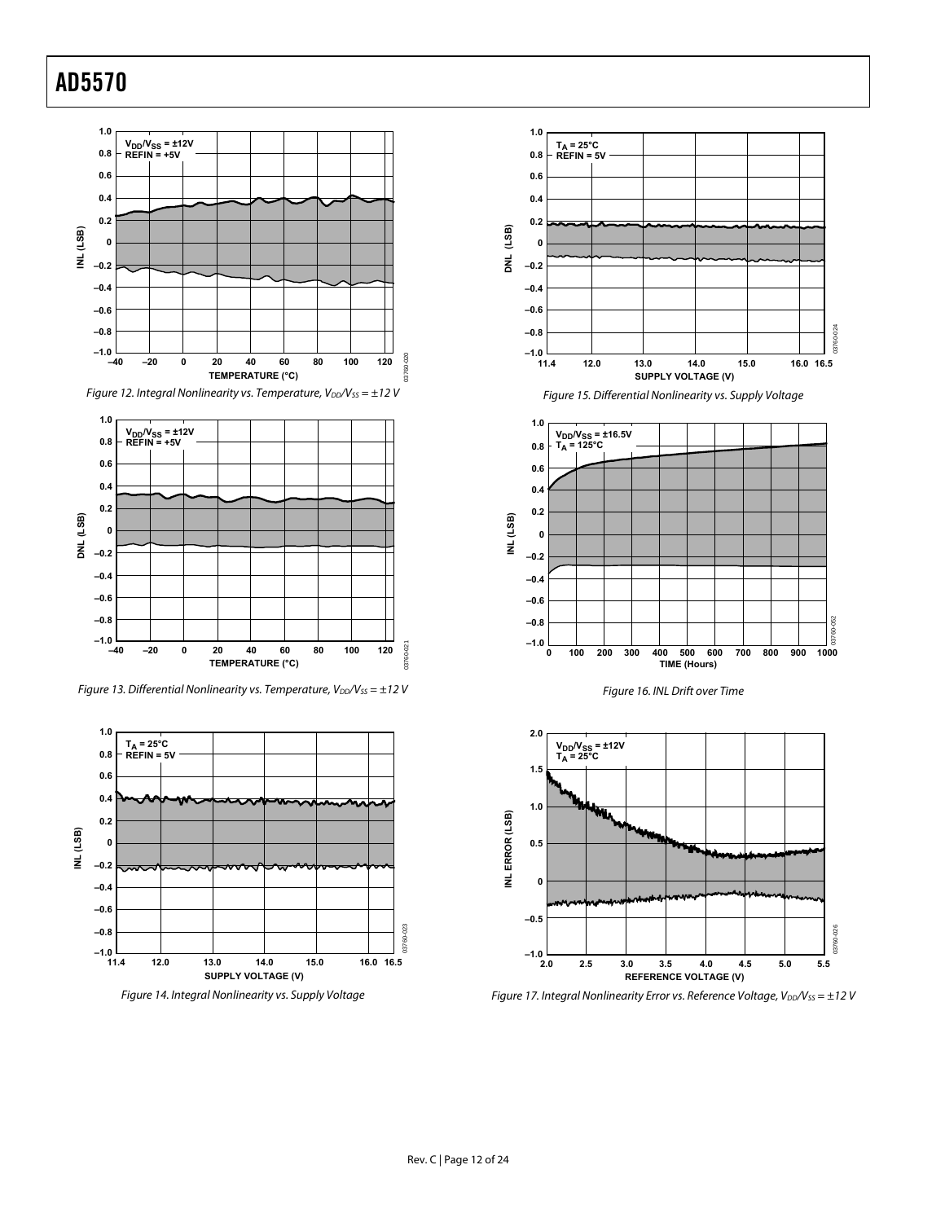Figure 12. Integral Nonlinearity vs. Temperature, $V_{DD}/V_{SS} = \pm 12$ V

Figure 13. Differential Nonlinearity vs. Temperature, $V_{DD}/V_{SS} = \pm 12$ V

Figure 14. Integral Nonlinearity vs. Supply Voltage

Figure 15. Differential Nonlinearity vs. Supply Voltage

Figure 16. INL Drift over Time

Figure 17. Integral Nonlinearity Error vs. Reference Voltage, $V_{DD}/V_{SS} = \pm 12$ V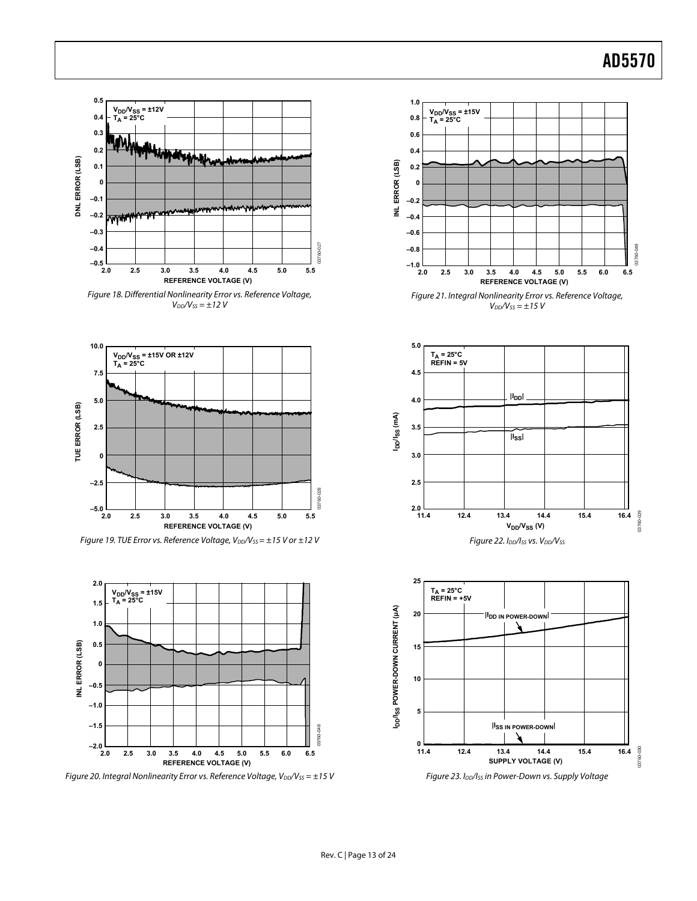Figure 18. Differential Nonlinearity Error vs. Reference Voltage, $V_{DD}/V_{SS}$ = ±12 V

Figure 19. TUE Error vs. Reference Voltage, $V_{DD}/V_{SS}$ = ±15 V or ±12 V

Figure 20. Integral Nonlinearity Error vs. Reference Voltage, $V_{DD}/V_{SS}$ = ±15 V

Figure 21. Integral Nonlinearity Error vs. Reference Voltage, $V_{DD}/V_{SS}$ = ±15 V

Figure 22. $I_{DD}/I_{SS}$ vs. $V_{DD}/V_{SS}$

Figure 23. $I_{DD}/I_{SS}$ in Power-Down vs. Supply Voltage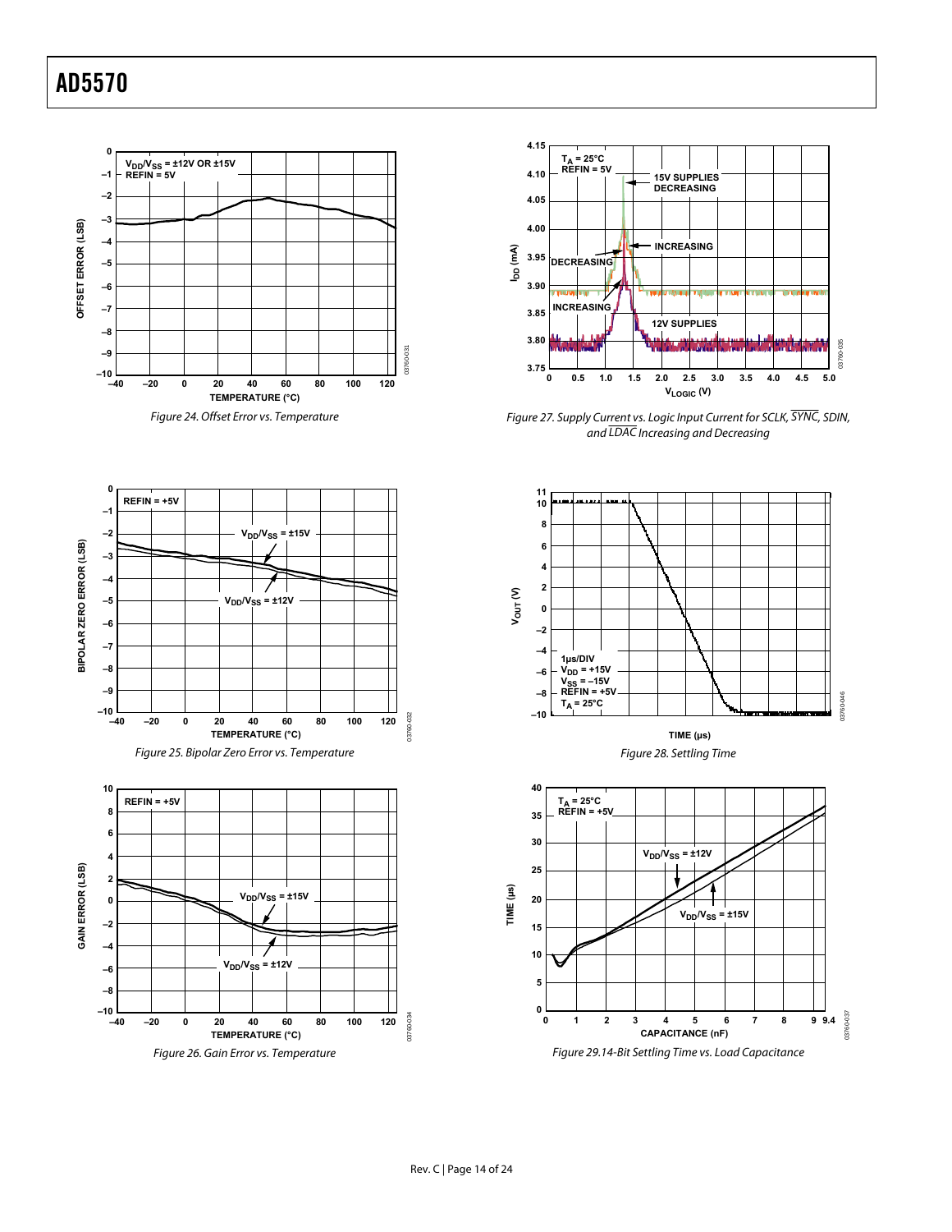Figure 24. Offset Error vs. Temperature

Figure 25. Bipolar Zero Error vs. Temperature

Figure 26. Gain Error vs. Temperature

Figure 27. Supply Current vs. Logic Input Current for SCLK, SYNC, SDIN, and LDAC Increasing and Decreasing

Figure 28. Settling Time

Figure 29.14-Bit Settling Time vs. Load Capacitance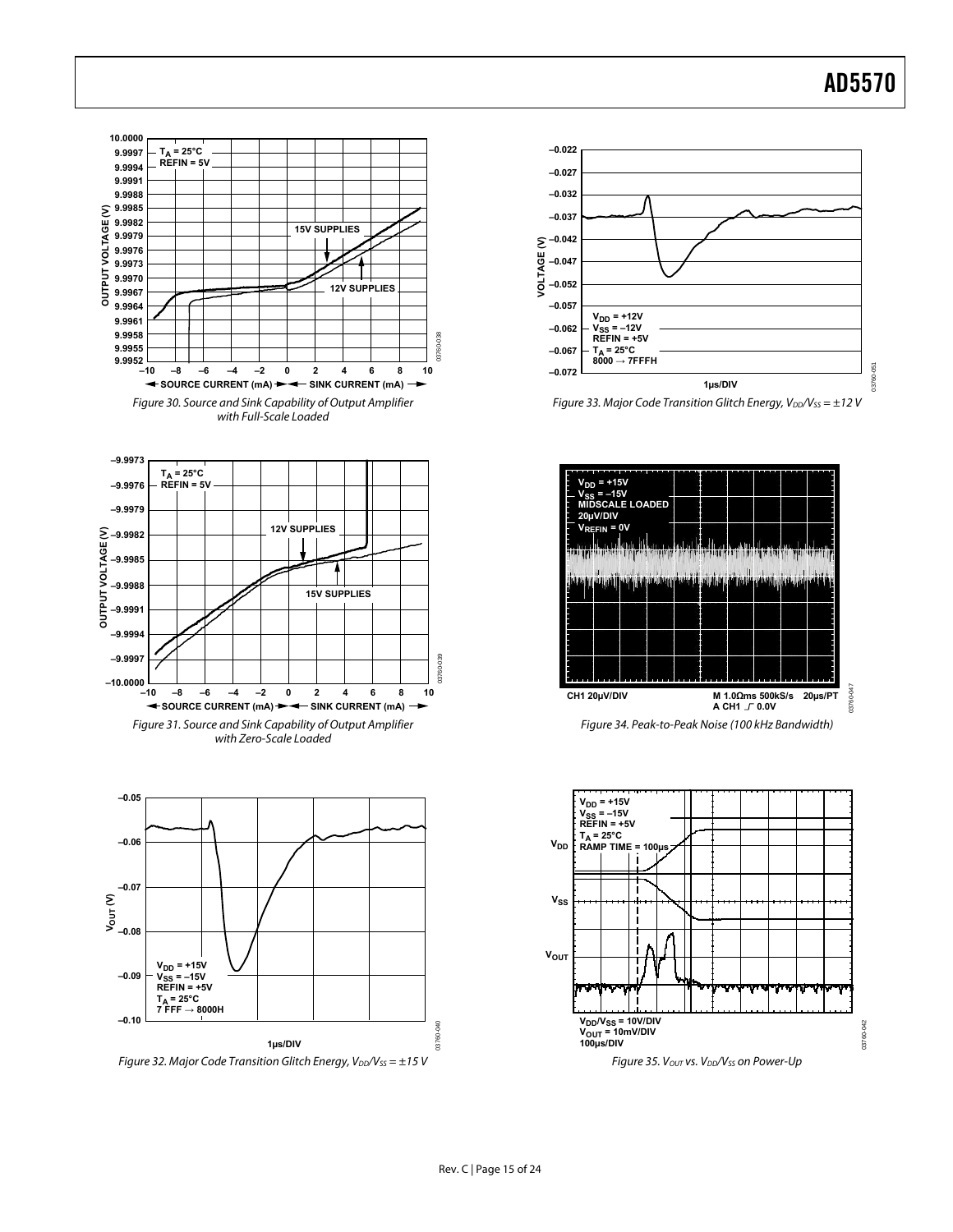Figure 30. Source and Sink Capability of Output Amplifier with Full-Scale Loaded

Figure 31. Source and Sink Capability of Output Amplifier with Zero-Scale Loaded

Figure 32. Major Code Transition Glitch Energy, $V_{DD}/V_{SS} = \pm 15$ V

Figure 33. Major Code Transition Glitch Energy, $V_{DD}/V_{SS} = \pm 12$ V

Figure 34. Peak-to-Peak Noise (100 kHz Bandwidth)

Figure 35. $V_{OUT}$ vs. $V_{DD}/V_{SS}$ on Power-Up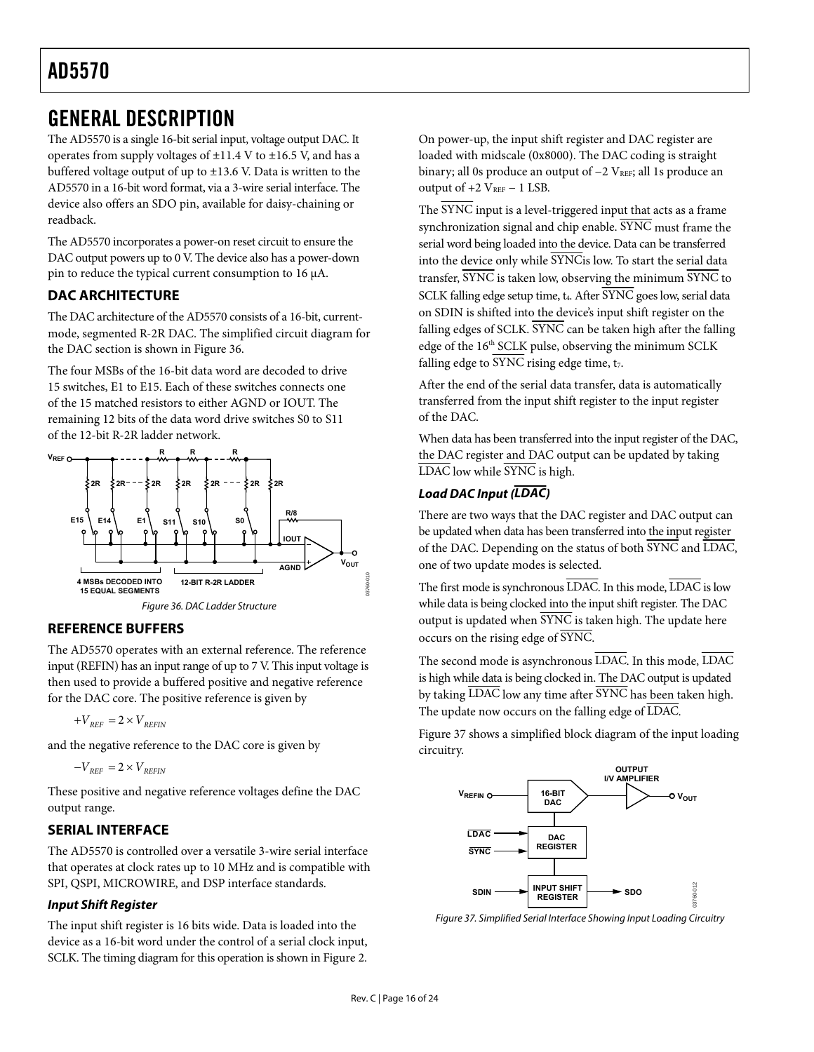# GENERAL DESCRIPTION

The AD5570 is a single 16-bit serial input, voltage output DAC. It operates from supply voltages of ±11.4 V to ±16.5 V, and has a buffered voltage output of up to ±13.6 V. Data is written to the AD5570 in a 16-bit word format, via a 3-wire serial interface. The device also offers an SDO pin, available for daisy-chaining or readback.

The AD5570 incorporates a power-on reset circuit to ensure the DAC output powers up to 0 V. The device also has a power-down pin to reduce the typical current consumption to 16 μA.

## DAC ARCHITECTURE

The DAC architecture of the AD5570 consists of a 16-bit, current-mode, segmented R-2R DAC. The simplified circuit diagram for the DAC section is shown in Figure 36.

The four MSBs of the 16-bit data word are decoded to drive 15 switches, E1 to E15. Each of these switches connects one of the 15 matched resistors to either AGND or IOUT. The remaining 12 bits of the data word drive switches S0 to S11 of the 12-bit R-2R ladder network.

Figure 36. DAC Ladder Structure

## REFERENCE BUFFERS

The AD5570 operates with an external reference. The reference input (REFIN) has an input range of up to 7 V. This input voltage is then used to provide a buffered positive and negative reference for the DAC core. The positive reference is given by

$$+V_{REF} = 2 \times V_{REFIN}$$

and the negative reference to the DAC core is given by

$$-V_{REF} = 2 \times V_{REFIN}$$

These positive and negative reference voltages define the DAC output range.

## SERIAL INTERFACE

The AD5570 is controlled over a versatile 3-wire serial interface that operates at clock rates up to 10 MHz and is compatible with SPI, QSPI, MICROWIRE, and DSP interface standards.

### *Input Shift Register*

The input shift register is 16 bits wide. Data is loaded into the device as a 16-bit word under the control of a serial clock input, SCLK. The timing diagram for this operation is shown in Figure 2.

On power-up, the input shift register and DAC register are loaded with midscale (0x8000). The DAC coding is straight binary; all 0s produce an output of $-2\ V_{REF}$; all 1s produce an output of $+2\ V_{REF} - 1$ LSB.

The $\overline{\text{SYNC}}$ input is a level-triggered input that acts as a frame synchronization signal and chip enable. $\overline{\text{SYNC}}$ must frame the serial word being loaded into the device. Data can be transferred into the device only while $\overline{\text{SYNC}}$ is low. To start the serial data transfer, $\overline{\text{SYNC}}$ is taken low, observing the minimum $\overline{\text{SYNC}}$ to SCLK falling edge setup time, $t_4$. After $\overline{\text{SYNC}}$ goes low, serial data on SDIN is shifted into the device's input shift register on the falling edges of SCLK. $\overline{\text{SYNC}}$ can be taken high after the falling edge of the 16th SCLK pulse, observing the minimum SCLK falling edge to $\overline{\text{SYNC}}$ rising edge time, $t_7$.

After the end of the serial data transfer, data is automatically transferred from the input shift register to the input register of the DAC.

When data has been transferred into the input register of the DAC, the DAC register and DAC output can be updated by taking $\overline{\text{LDAC}}$ low while $\overline{\text{SYNC}}$ is high.

### *Load DAC Input ($\overline{\text{LDAC}}$)*

There are two ways that the DAC register and DAC output can be updated when data has been transferred into the input register of the DAC. Depending on the status of both $\overline{\text{SYNC}}$ and $\overline{\text{LDAC}}$, one of two update modes is selected.

The first mode is synchronous $\overline{\text{LDAC}}$. In this mode, $\overline{\text{LDAC}}$ is low while data is being clocked into the input shift register. The DAC output is updated when $\overline{\text{SYNC}}$ is taken high. The update here occurs on the rising edge of $\overline{\text{SYNC}}$.

The second mode is asynchronous $\overline{\text{LDAC}}$. In this mode, $\overline{\text{LDAC}}$ is high while data is being clocked in. The DAC output is updated by taking $\overline{\text{LDAC}}$ low any time after $\overline{\text{SYNC}}$ has been taken high. The update now occurs on the falling edge of $\overline{\text{LDAC}}$.

Figure 37 shows a simplified block diagram of the input loading circuitry.

Figure 37. Simplified Serial Interface Showing Input Loading Circuitry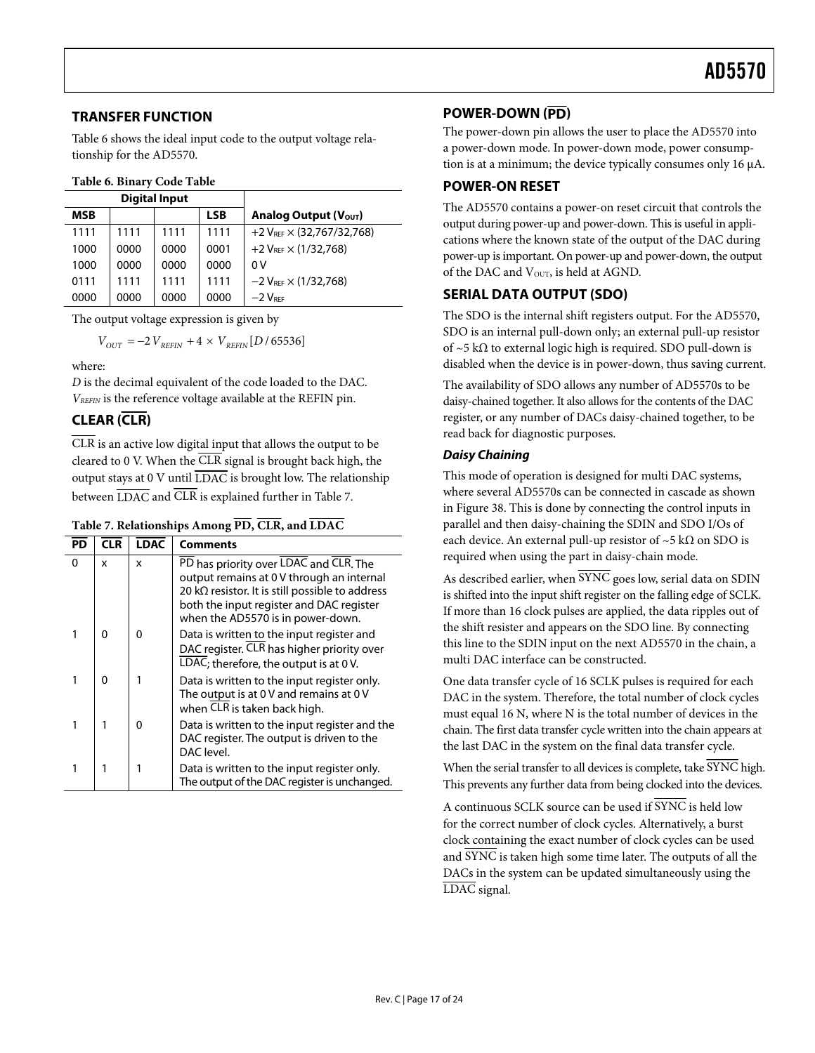## TRANSFER FUNCTION

Table 6 shows the ideal input code to the output voltage relationship for the AD5570.

**Table 6. Binary Code Table**

| Digital Input | | | | |
|---|---|---|---|---|
| **MSB** | | | **LSB** | **Analog Output ($V_{OUT}$)** |
| 1111 | 1111 | 1111 | 1111 | $+2\ V_{REF} \times (32,767/32,768)$ |
| 1000 | 0000 | 0000 | 0001 | $+2\ V_{REF} \times (1/32,768)$ |
| 1000 | 0000 | 0000 | 0000 | 0 V |
| 0111 | 1111 | 1111 | 1111 | $-2\ V_{REF} \times (1/32,768)$ |
| 0000 | 0000 | 0000 | 0000 | $-2\ V_{REF}$ |

The output voltage expression is given by

$$V_{OUT} = -2\,V_{REFIN} + 4 \times V_{REFIN}[D/65536]$$

where:

*D* is the decimal equivalent of the code loaded to the DAC.
$V_{REFIN}$ is the reference voltage available at the REFIN pin.

## CLEAR ($\overline{\text{CLR}}$)

$\overline{\text{CLR}}$ is an active low digital input that allows the output to be cleared to 0 V. When the $\overline{\text{CLR}}$ signal is brought back high, the output stays at 0 V until $\overline{\text{LDAC}}$ is brought low. The relationship between $\overline{\text{LDAC}}$ and $\overline{\text{CLR}}$ is explained further in Table 7.

**Table 7. Relationships Among $\overline{\text{PD}}$, $\overline{\text{CLR}}$, and $\overline{\text{LDAC}}$**

| $\overline{\text{PD}}$ | $\overline{\text{CLR}}$ | $\overline{\text{LDAC}}$ | Comments |
|---|---|---|---|
| 0 | x | x | $\overline{\text{PD}}$ has priority over $\overline{\text{LDAC}}$ and $\overline{\text{CLR}}$. The output remains at 0 V through an internal 20 kΩ resistor. It is still possible to address both the input register and DAC register when the AD5570 is in power-down. |
| 1 | 0 | 0 | Data is written to the input register and DAC register. $\overline{\text{CLR}}$ has higher priority over $\overline{\text{LDAC}}$; therefore, the output is at 0 V. |
| 1 | 0 | 1 | Data is written to the input register only. The output is at 0 V and remains at 0 V when $\overline{\text{CLR}}$ is taken back high. |
| 1 | 1 | 0 | Data is written to the input register and the DAC register. The output is driven to the DAC level. |
| 1 | 1 | 1 | Data is written to the input register only. The output of the DAC register is unchanged. |

## POWER-DOWN ($\overline{\text{PD}}$)

The power-down pin allows the user to place the AD5570 into a power-down mode. In power-down mode, power consumption is at a minimum; the device typically consumes only 16 µA.

## POWER-ON RESET

The AD5570 contains a power-on reset circuit that controls the output during power-up and power-down. This is useful in applications where the known state of the output of the DAC during power-up is important. On power-up and power-down, the output of the DAC and $V_{OUT}$, is held at AGND.

## SERIAL DATA OUTPUT (SDO)

The SDO is the internal shift registers output. For the AD5570, SDO is an internal pull-down only; an external pull-up resistor of ~5 kΩ to external logic high is required. SDO pull-down is disabled when the device is in power-down, thus saving current.

The availability of SDO allows any number of AD5570s to be daisy-chained together. It also allows for the contents of the DAC register, or any number of DACs daisy-chained together, to be read back for diagnostic purposes.

### *Daisy Chaining*

This mode of operation is designed for multi DAC systems, where several AD5570s can be connected in cascade as shown in Figure 38. This is done by connecting the control inputs in parallel and then daisy-chaining the SDIN and SDO I/Os of each device. An external pull-up resistor of ~5 kΩ on SDO is required when using the part in daisy-chain mode.

As described earlier, when $\overline{\text{SYNC}}$ goes low, serial data on SDIN is shifted into the input shift register on the falling edge of SCLK. If more than 16 clock pulses are applied, the data ripples out of the shift resister and appears on the SDO line. By connecting this line to the SDIN input on the next AD5570 in the chain, a multi DAC interface can be constructed.

One data transfer cycle of 16 SCLK pulses is required for each DAC in the system. Therefore, the total number of clock cycles must equal 16 N, where N is the total number of devices in the chain. The first data transfer cycle written into the chain appears at the last DAC in the system on the final data transfer cycle.

When the serial transfer to all devices is complete, take $\overline{\text{SYNC}}$ high. This prevents any further data from being clocked into the devices.

A continuous SCLK source can be used if $\overline{\text{SYNC}}$ is held low for the correct number of clock cycles. Alternatively, a burst clock containing the exact number of clock cycles can be used and $\overline{\text{SYNC}}$ is taken high some time later. The outputs of all the DACs in the system can be updated simultaneously using the $\overline{\text{LDAC}}$ signal.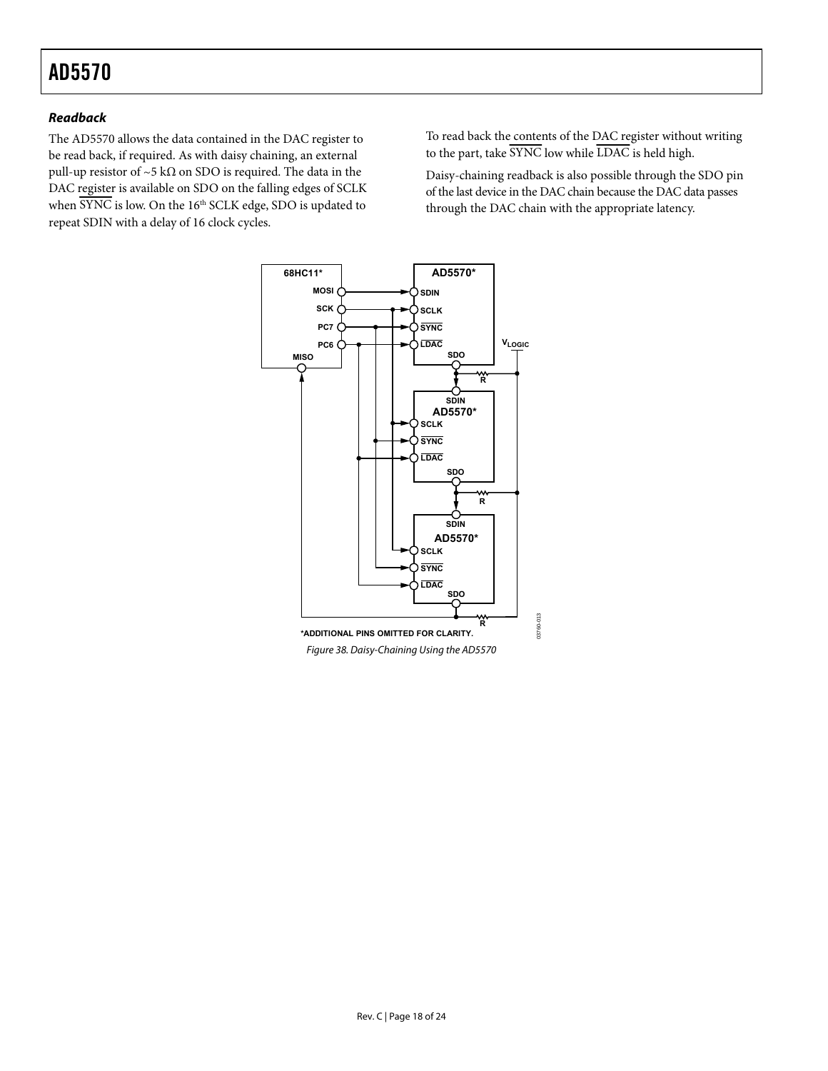### *Readback*

The AD5570 allows the data contained in the DAC register to be read back, if required. As with daisy chaining, an external pull-up resistor of ~5 kΩ on SDO is required. The data in the DAC register is available on SDO on the falling edges of SCLK when $\overline{\text{SYNC}}$ is low. On the 16th SCLK edge, SDO is updated to repeat SDIN with a delay of 16 clock cycles.

To read back the contents of the DAC register without writing to the part, take $\overline{\text{SYNC}}$ low while $\overline{\text{LDAC}}$ is held high.

Daisy-chaining readback is also possible through the SDO pin of the last device in the DAC chain because the DAC data passes through the DAC chain with the appropriate latency.

*ADDITIONAL PINS OMITTED FOR CLARITY.

*Figure 38. Daisy-Chaining Using the AD5570*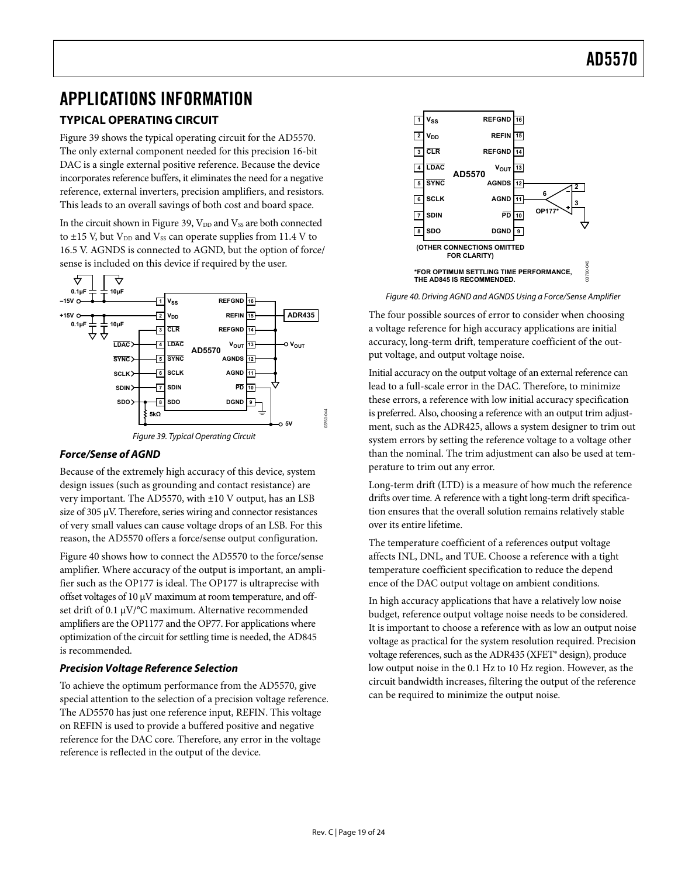# APPLICATIONS INFORMATION

## TYPICAL OPERATING CIRCUIT

Figure 39 shows the typical operating circuit for the AD5570. The only external component needed for this precision 16-bit DAC is a single external positive reference. Because the device incorporates reference buffers, it eliminates the need for a negative reference, external inverters, precision amplifiers, and resistors. This leads to an overall savings of both cost and board space.

In the circuit shown in Figure 39, $V_{DD}$ and $V_{SS}$ are both connected to ±15 V, but $V_{DD}$ and $V_{SS}$ can operate supplies from 11.4 V to 16.5 V. AGNDS is connected to AGND, but the option of force/sense is included on this device if required by the user.

Figure 39. Typical Operating Circuit

### *Force/Sense of AGND*

Because of the extremely high accuracy of this device, system design issues (such as grounding and contact resistance) are very important. The AD5570, with ±10 V output, has an LSB size of 305 μV. Therefore, series wiring and connector resistances of very small values can cause voltage drops of an LSB. For this reason, the AD5570 offers a force/sense output configuration.

Figure 40 shows how to connect the AD5570 to the force/sense amplifier. Where accuracy of the output is important, an amplifier such as the OP177 is ideal. The OP177 is ultraprecise with offset voltages of 10 μV maximum at room temperature, and offset drift of 0.1 μV/°C maximum. Alternative recommended amplifiers are the OP1177 and the OP77. For applications where optimization of the circuit for settling time is needed, the AD845 is recommended.

### *Precision Voltage Reference Selection*

To achieve the optimum performance from the AD5570, give special attention to the selection of a precision voltage reference. The AD5570 has just one reference input, REFIN. This voltage on REFIN is used to provide a buffered positive and negative reference for the DAC core. Therefore, any error in the voltage reference is reflected in the output of the device.

Figure 40. Driving AGND and AGNDS Using a Force/Sense Amplifier

The four possible sources of error to consider when choosing a voltage reference for high accuracy applications are initial accuracy, long-term drift, temperature coefficient of the output voltage, and output voltage noise.

Initial accuracy on the output voltage of an external reference can lead to a full-scale error in the DAC. Therefore, to minimize these errors, a reference with low initial accuracy specification is preferred. Also, choosing a reference with an output trim adjustment, such as the ADR425, allows a system designer to trim out system errors by setting the reference voltage to a voltage other than the nominal. The trim adjustment can also be used at temperature to trim out any error.

Long-term drift (LTD) is a measure of how much the reference drifts over time. A reference with a tight long-term drift specification ensures that the overall solution remains relatively stable over its entire lifetime.

The temperature coefficient of a references output voltage affects INL, DNL, and TUE. Choose a reference with a tight temperature coefficient specification to reduce the depend ence of the DAC output voltage on ambient conditions.

In high accuracy applications that have a relatively low noise budget, reference output voltage noise needs to be considered. It is important to choose a reference with as low an output noise voltage as practical for the system resolution required. Precision voltage references, such as the ADR435 (XFET® design), produce low output noise in the 0.1 Hz to 10 Hz region. However, as the circuit bandwidth increases, filtering the output of the reference can be required to minimize the output noise.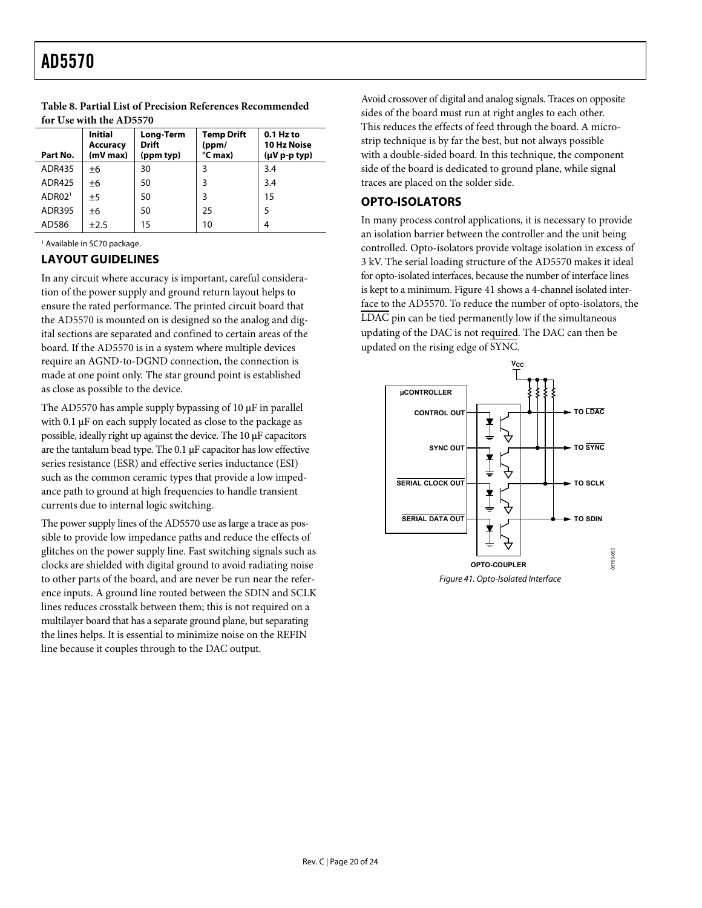**Table 8. Partial List of Precision References Recommended for Use with the AD5570**

| Part No. | Initial Accuracy (mV max) | Long-Term Drift (ppm typ) | Temp Drift (ppm/ °C max) | 0.1 Hz to 10 Hz Noise (μV p-p typ) |
|---|---|---|---|---|
| ADR435 | ±6 | 30 | 3 | 3.4 |
| ADR425 | ±6 | 50 | 3 | 3.4 |
| ADR02[1] | ±5 | 50 | 3 | 15 |
| ADR395 | ±6 | 50 | 25 | 5 |
| AD586 | ±2.5 | 15 | 10 | 4 |

[1] Available in SC70 package.

## LAYOUT GUIDELINES

In any circuit where accuracy is important, careful consideration of the power supply and ground return layout helps to ensure the rated performance. The printed circuit board that the AD5570 is mounted on is designed so the analog and digital sections are separated and confined to certain areas of the board. If the AD5570 is in a system where multiple devices require an AGND-to-DGND connection, the connection is made at one point only. The star ground point is established as close as possible to the device.

The AD5570 has ample supply bypassing of 10 μF in parallel with 0.1 μF on each supply located as close to the package as possible, ideally right up against the device. The 10 μF capacitors are the tantalum bead type. The 0.1 μF capacitor has low effective series resistance (ESR) and effective series inductance (ESI) such as the common ceramic types that provide a low impedance path to ground at high frequencies to handle transient currents due to internal logic switching.

The power supply lines of the AD5570 use as large a trace as possible to provide low impedance paths and reduce the effects of glitches on the power supply line. Fast switching signals such as clocks are shielded with digital ground to avoid radiating noise to other parts of the board, and are never be run near the reference inputs. A ground line routed between the SDIN and SCLK lines reduces crosstalk between them; this is not required on a multilayer board that has a separate ground plane, but separating the lines helps. It is essential to minimize noise on the REFIN line because it couples through to the DAC output.

Avoid crossover of digital and analog signals. Traces on opposite sides of the board must run at right angles to each other. This reduces the effects of feed through the board. A microstrip technique is by far the best, but not always possible with a double-sided board. In this technique, the component side of the board is dedicated to ground plane, while signal traces are placed on the solder side.

## OPTO-ISOLATORS

In many process control applications, it is necessary to provide an isolation barrier between the controller and the unit being controlled. Opto-isolators provide voltage isolation in excess of 3 kV. The serial loading structure of the AD5570 makes it ideal for opto-isolated interfaces, because the number of interface lines is kept to a minimum. Figure 41 shows a 4-channel isolated interface to the AD5570. To reduce the number of opto-isolators, the $\overline{\text{LDAC}}$ pin can be tied permanently low if the simultaneous updating of the DAC is not required. The DAC can then be updated on the rising edge of $\overline{\text{SYNC}}$.

Figure 41. Opto-Isolated Interface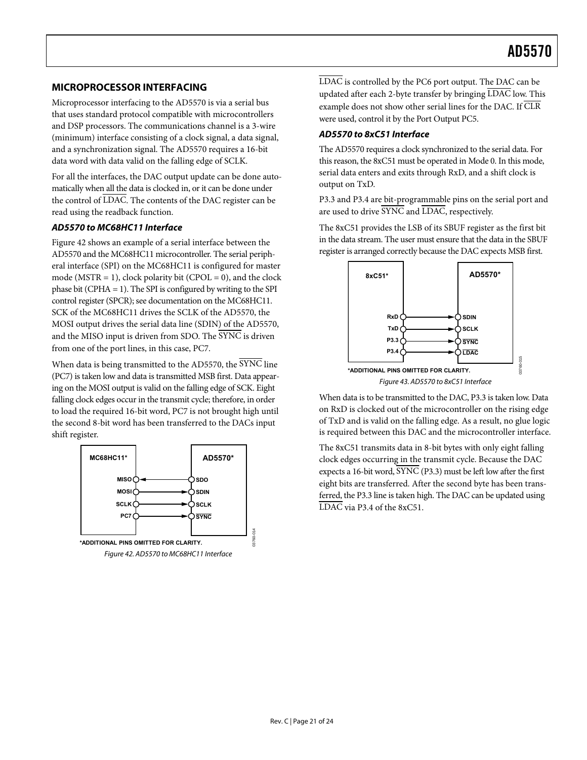## MICROPROCESSOR INTERFACING

Microprocessor interfacing to the AD5570 is via a serial bus that uses standard protocol compatible with microcontrollers and DSP processors. The communications channel is a 3-wire (minimum) interface consisting of a clock signal, a data signal, and a synchronization signal. The AD5570 requires a 16-bit data word with data valid on the falling edge of SCLK.

For all the interfaces, the DAC output update can be done automatically when all the data is clocked in, or it can be done under the control of LDAC. The contents of the DAC register can be read using the readback function.

### AD5570 to MC68HC11 Interface

Figure 42 shows an example of a serial interface between the AD5570 and the MC68HC11 microcontroller. The serial peripheral interface (SPI) on the MC68HC11 is configured for master mode (MSTR = 1), clock polarity bit (CPOL = 0), and the clock phase bit (CPHA = 1). The SPI is configured by writing to the SPI control register (SPCR); see documentation on the MC68HC11. SCK of the MC68HC11 drives the SCLK of the AD5570, the MOSI output drives the serial data line (SDIN) of the AD5570, and the MISO input is driven from SDO. The SYNC is driven from one of the port lines, in this case, PC7.

When data is being transmitted to the AD5570, the SYNC line (PC7) is taken low and data is transmitted MSB first. Data appearing on the MOSI output is valid on the falling edge of SCK. Eight falling clock edges occur in the transmit cycle; therefore, in order to load the required 16-bit word, PC7 is not brought high until the second 8-bit word has been transferred to the DACs input shift register.

MC68HC11* — AD5570*
MISO ← SDO
MOSI → SDIN
SCLK → SCLK
PC7 → SYNC

*ADDITIONAL PINS OMITTED FOR CLARITY.

Figure 42. AD5570 to MC68HC11 Interface

LDAC is controlled by the PC6 port output. The DAC can be updated after each 2-byte transfer by bringing LDAC low. This example does not show other serial lines for the DAC. If CLR were used, control it by the Port Output PC5.

### AD5570 to 8xC51 Interface

The AD5570 requires a clock synchronized to the serial data. For this reason, the 8xC51 must be operated in Mode 0. In this mode, serial data enters and exits through RxD, and a shift clock is output on TxD.

P3.3 and P3.4 are bit-programmable pins on the serial port and are used to drive SYNC and LDAC, respectively.

The 8xC51 provides the LSB of its SBUF register as the first bit in the data stream. The user must ensure that the data in the SBUF register is arranged correctly because the DAC expects MSB first.

8xC51* — AD5570*
RxD → SDIN
TxD → SCLK
P3.3 → SYNC
P3.4 → LDAC

*ADDITIONAL PINS OMITTED FOR CLARITY.

Figure 43. AD5570 to 8xC51 Interface

When data is to be transmitted to the DAC, P3.3 is taken low. Data on RxD is clocked out of the microcontroller on the rising edge of TxD and is valid on the falling edge. As a result, no glue logic is required between this DAC and the microcontroller interface.

The 8xC51 transmits data in 8-bit bytes with only eight falling clock edges occurring in the transmit cycle. Because the DAC expects a 16-bit word, SYNC (P3.3) must be left low after the first eight bits are transferred. After the second byte has been transferred, the P3.3 line is taken high. The DAC can be updated using LDAC via P3.4 of the 8xC51.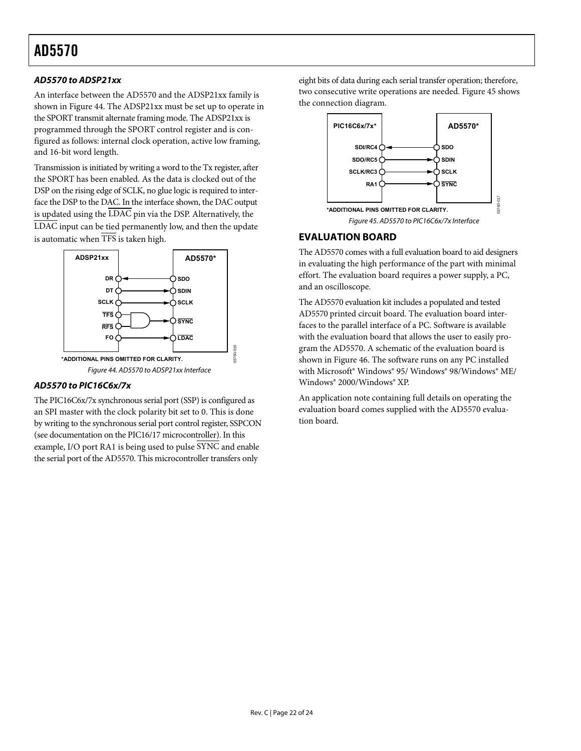### AD5570 to ADSP21xx

An interface between the AD5570 and the ADSP21xx family is shown in Figure 44. The ADSP21xx must be set up to operate in the SPORT transmit alternate framing mode. The ADSP21xx is programmed through the SPORT control register and is configured as follows: internal clock operation, active low framing, and 16-bit word length.

Transmission is initiated by writing a word to the Tx register, after the SPORT has been enabled. As the data is clocked out of the DSP on the rising edge of SCLK, no glue logic is required to interface the DSP to the DAC. In the interface shown, the DAC output is updated using the $\overline{\text{LDAC}}$ pin via the DSP. Alternatively, the $\overline{\text{LDAC}}$ input can be tied permanently low, and then the update is automatic when $\overline{\text{TFS}}$ is taken high.

Figure 44. AD5570 to ADSP21xx Interface

### AD5570 to PIC16C6x/7x

The PIC16C6x/7x synchronous serial port (SSP) is configured as an SPI master with the clock polarity bit set to 0. This is done by writing to the synchronous serial port control register, SSPCON (see documentation on the PIC16/17 microcontroller). In this example, I/O port RA1 is being used to pulse $\overline{\text{SYNC}}$ and enable the serial port of the AD5570. This microcontroller transfers only eight bits of data during each serial transfer operation; therefore, two consecutive write operations are needed. Figure 45 shows the connection diagram.

Figure 45. AD5570 to PIC16C6x/7x Interface

## EVALUATION BOARD

The AD5570 comes with a full evaluation board to aid designers in evaluating the high performance of the part with minimal effort. The evaluation board requires a power supply, a PC, and an oscilloscope.

The AD5570 evaluation kit includes a populated and tested AD5570 printed circuit board. The evaluation board interfaces to the parallel interface of a PC. Software is available with the evaluation board that allows the user to easily program the AD5570. A schematic of the evaluation board is shown in Figure 46. The software runs on any PC installed with Microsoft® Windows® 95/ Windows® 98/Windows® ME/ Windows® 2000/Windows® XP.

An application note containing full details on operating the evaluation board comes supplied with the AD5570 evaluation board.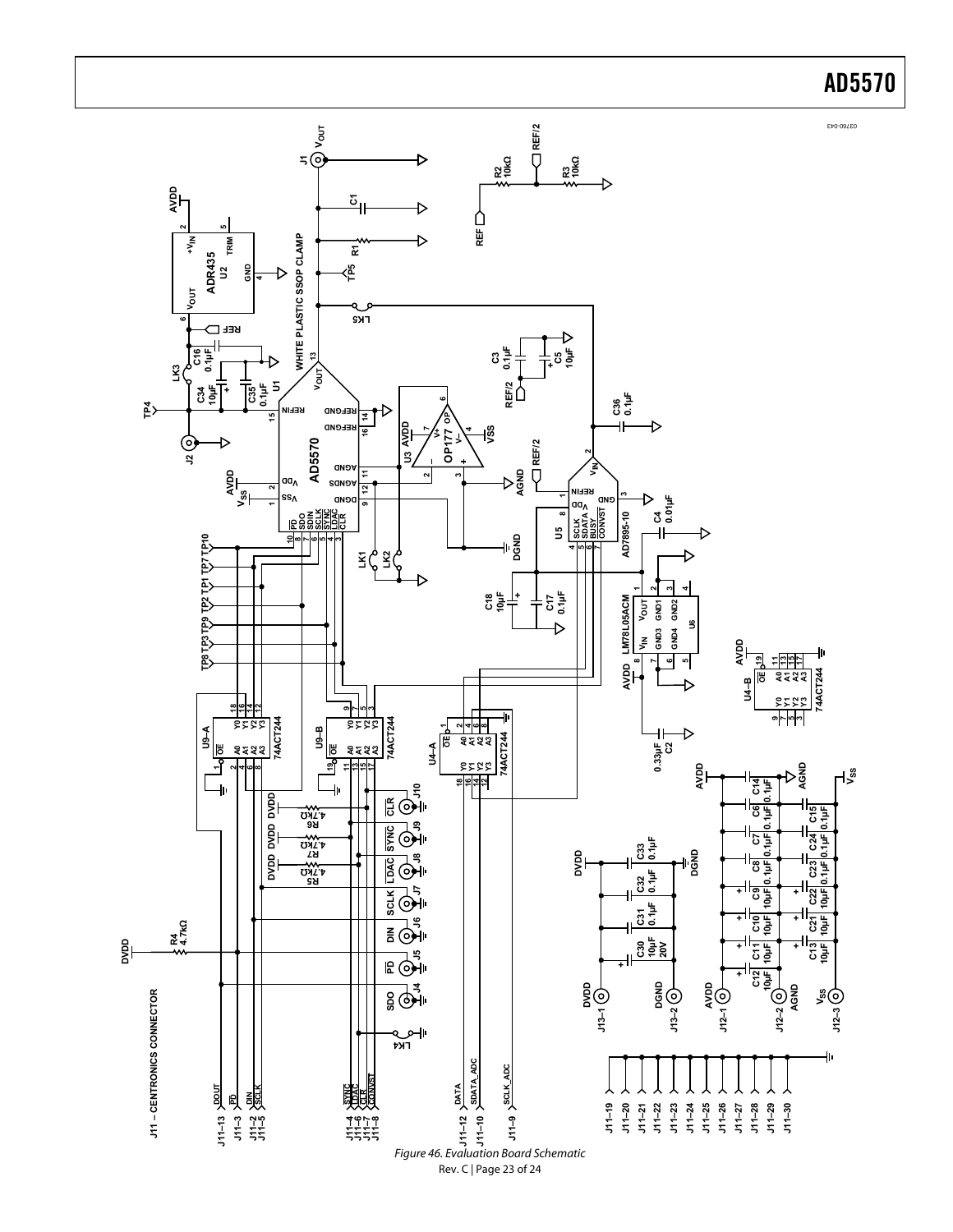Figure 46. Evaluation Board Schematic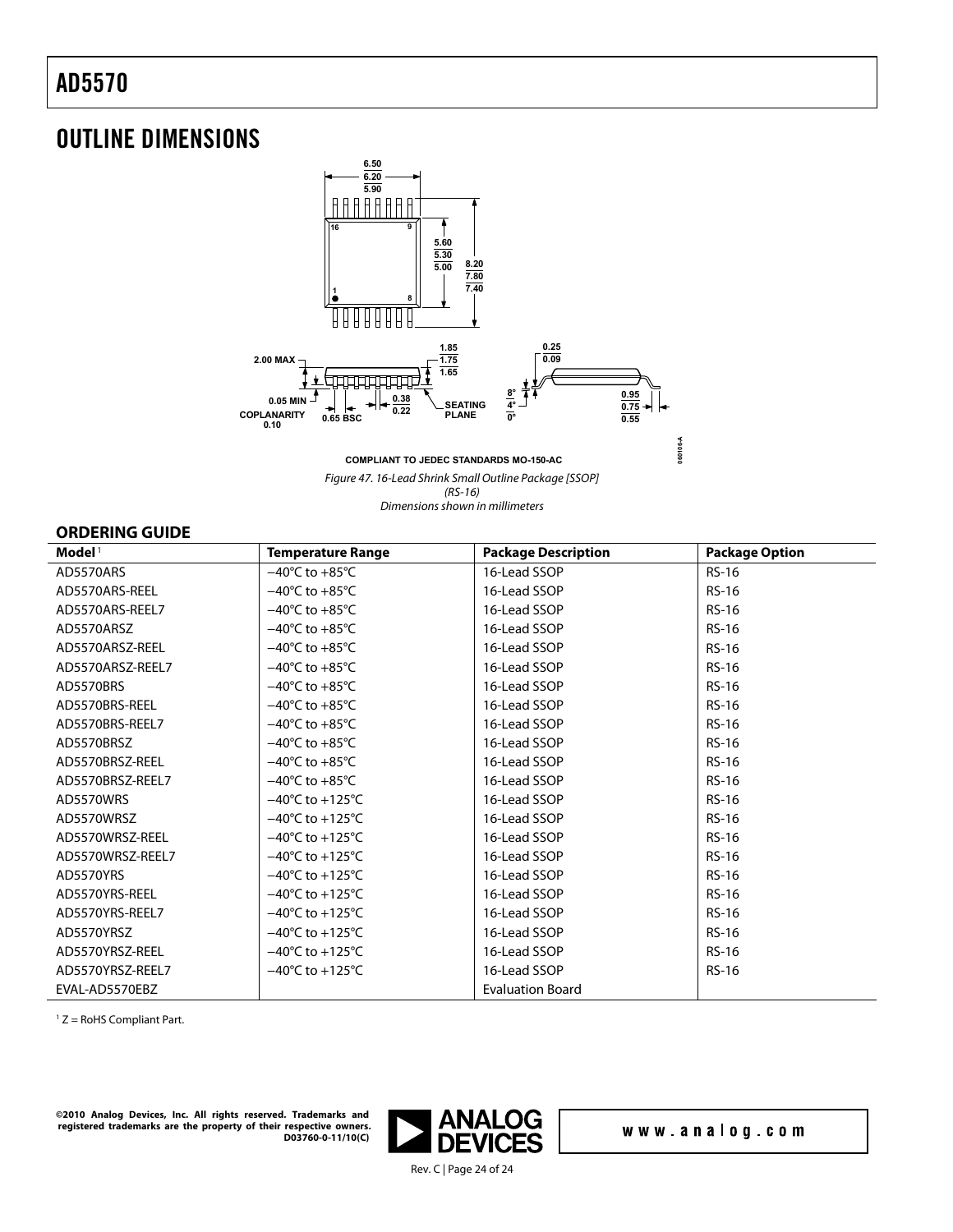## OUTLINE DIMENSIONS

6.50
6.20
5.90

16
9
1
8

5.60
5.30
5.00

8.20
7.80
7.40

2.00 MAX

1.85
1.75
1.65

0.25
0.09

0.05 MIN
COPLANARITY
0.10

0.65 BSC

0.38
0.22

SEATING
PLANE

8°
4°
0°

0.95
0.75
0.55

COMPLIANT TO JEDEC STANDARDS MO-150-AC

060106-A

*Figure 47. 16-Lead Shrink Small Outline Package [SSOP]*
*(RS-16)*
*Dimensions shown in millimeters*

### ORDERING GUIDE

| Model[1] | Temperature Range | Package Description | Package Option |
|---|---|---|---|
| AD5570ARS | −40°C to +85°C | 16-Lead SSOP | RS-16 |
| AD5570ARS-REEL | −40°C to +85°C | 16-Lead SSOP | RS-16 |
| AD5570ARS-REEL7 | −40°C to +85°C | 16-Lead SSOP | RS-16 |
| AD5570ARSZ | −40°C to +85°C | 16-Lead SSOP | RS-16 |
| AD5570ARSZ-REEL | −40°C to +85°C | 16-Lead SSOP | RS-16 |
| AD5570ARSZ-REEL7 | −40°C to +85°C | 16-Lead SSOP | RS-16 |
| AD5570BRS | −40°C to +85°C | 16-Lead SSOP | RS-16 |
| AD5570BRS-REEL | −40°C to +85°C | 16-Lead SSOP | RS-16 |
| AD5570BRS-REEL7 | −40°C to +85°C | 16-Lead SSOP | RS-16 |
| AD5570BRSZ | −40°C to +85°C | 16-Lead SSOP | RS-16 |
| AD5570BRSZ-REEL | −40°C to +85°C | 16-Lead SSOP | RS-16 |
| AD5570BRSZ-REEL7 | −40°C to +85°C | 16-Lead SSOP | RS-16 |
| AD5570WRS | −40°C to +125°C | 16-Lead SSOP | RS-16 |
| AD5570WRSZ | −40°C to +125°C | 16-Lead SSOP | RS-16 |
| AD5570WRSZ-REEL | −40°C to +125°C | 16-Lead SSOP | RS-16 |
| AD5570WRSZ-REEL7 | −40°C to +125°C | 16-Lead SSOP | RS-16 |
| AD5570YRS | −40°C to +125°C | 16-Lead SSOP | RS-16 |
| AD5570YRS-REEL | −40°C to +125°C | 16-Lead SSOP | RS-16 |
| AD5570YRS-REEL7 | −40°C to +125°C | 16-Lead SSOP | RS-16 |
| AD5570YRSZ | −40°C to +125°C | 16-Lead SSOP | RS-16 |
| AD5570YRSZ-REEL | −40°C to +125°C | 16-Lead SSOP | RS-16 |
| AD5570YRSZ-REEL7 | −40°C to +125°C | 16-Lead SSOP | RS-16 |
| EVAL-AD5570EBZ | | Evaluation Board | |

[1] Z = RoHS Compliant Part.

©2010 Analog Devices, Inc. All rights reserved. Trademarks and registered trademarks are the property of their respective owners. D03760-0-11/10(C)

www.analog.com